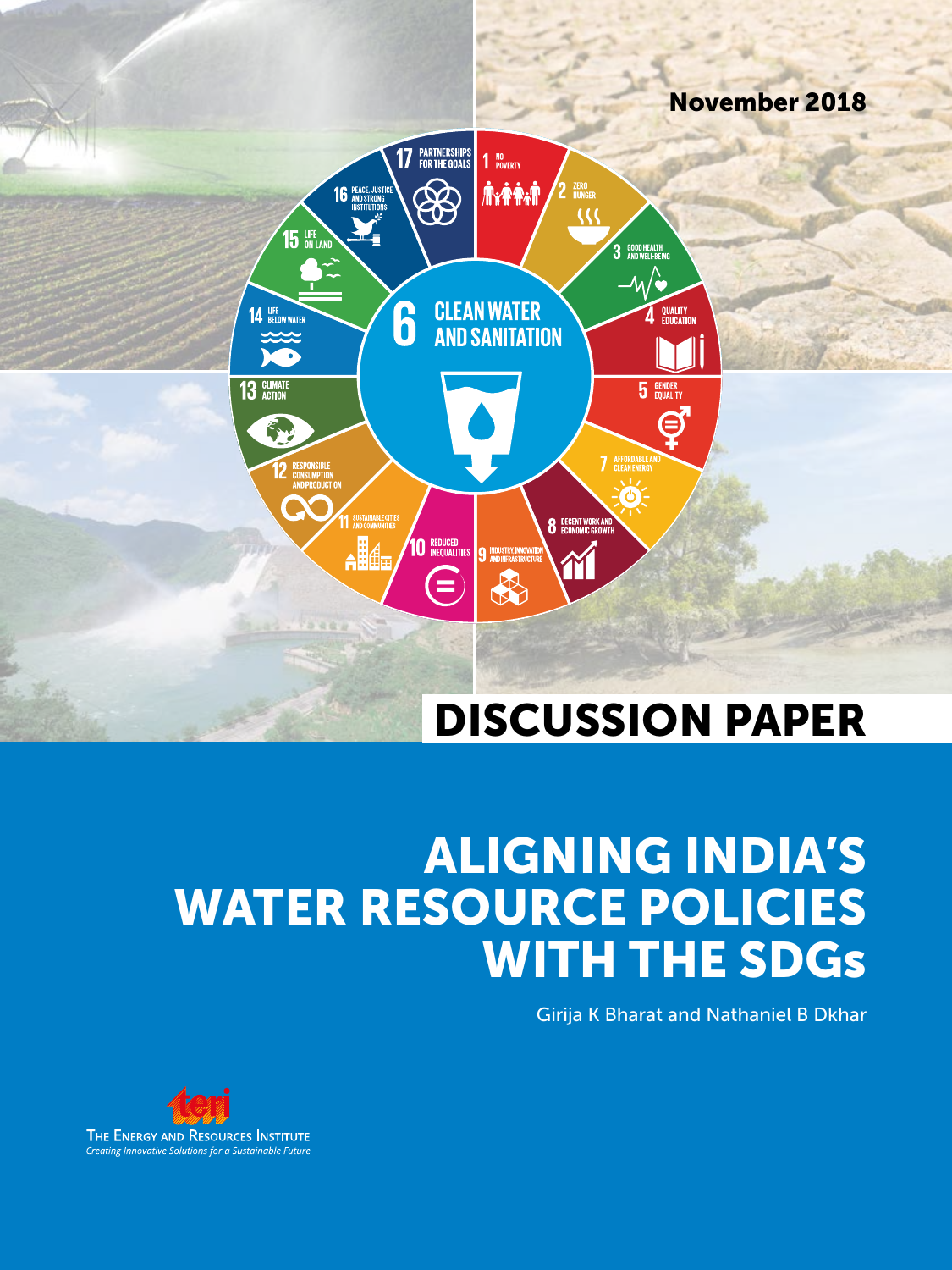November 2018

DISCUSSION PAPER

# ALIGNING INDIA'S WATER RESOURCE POLICIES WITH THE SDGs

Girija K Bharat and Nathaniel B Dkhar

THE ENERGY AND RESOURCES INSTITUTE

*Creating Innovative Solutions for a Sustainable Future*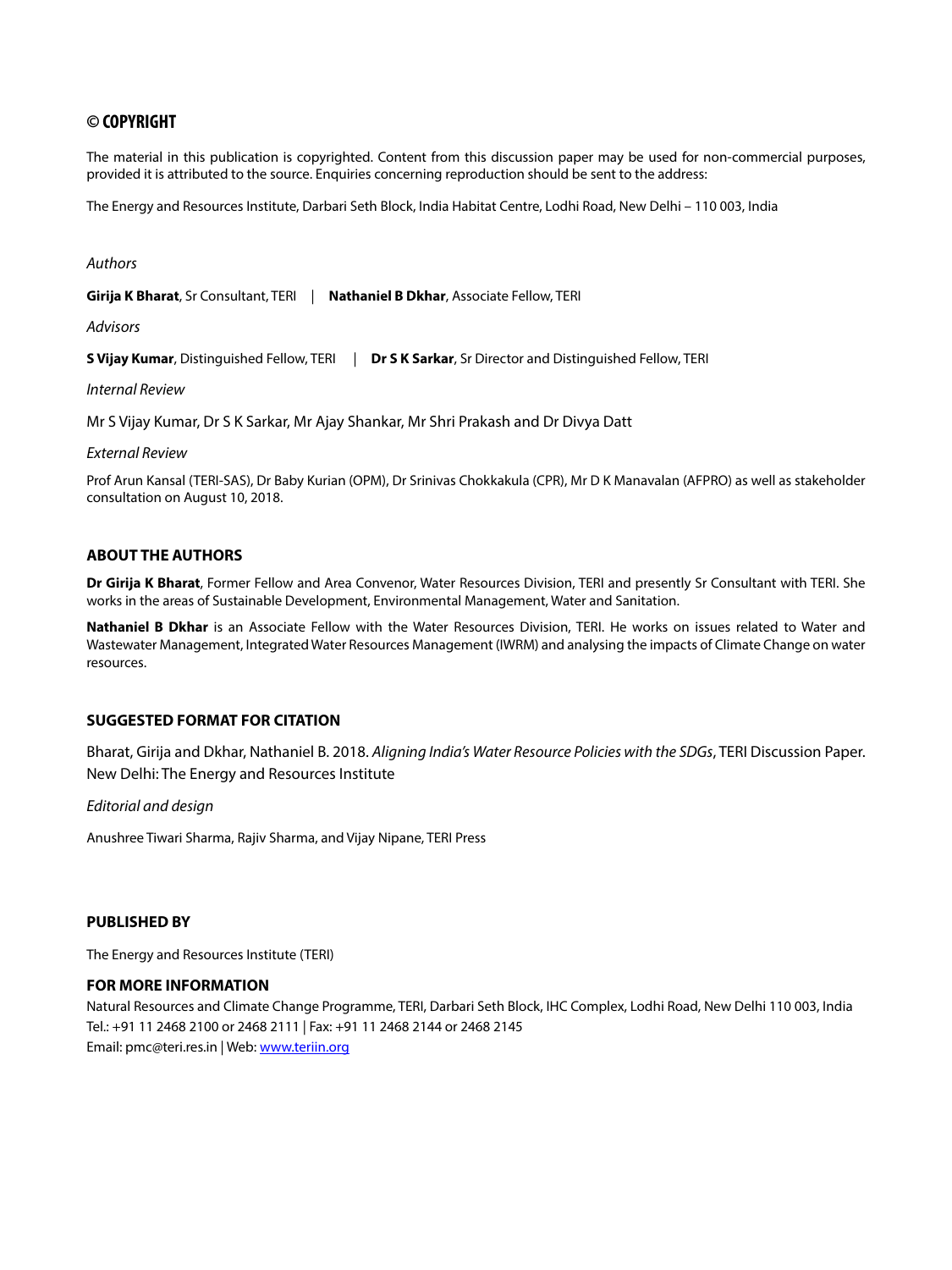## © COPYRIGHT

The material in this publication is copyrighted. Content from this discussion paper may be used for non-commercial purposes, provided it is attributed to the source. Enquiries concerning reproduction should be sent to the address:

The Energy and Resources Institute, Darbari Seth Block, India Habitat Centre, Lodhi Road, New Delhi – 110 003, India

*Authors*

**Girija K Bharat**, Sr Consultant, TERI | **Nathaniel B Dkhar**, Associate Fellow, TERI

*Advisors*

**S Vijay Kumar**, Distinguished Fellow, TERI | **Dr S K Sarkar**, Sr Director and Distinguished Fellow, TERI

*Internal Review*

Mr S Vijay Kumar, Dr S K Sarkar, Mr Ajay Shankar, Mr Shri Prakash and Dr Divya Datt

*External Review*

Prof Arun Kansal (TERI-SAS), Dr Baby Kurian (OPM), Dr Srinivas Chokkakula (CPR), Mr D K Manavalan (AFPRO) as well as stakeholder consultation on August 10, 2018.

### ABOUT THE AUTHORS

**Dr Girija K Bharat**, Former Fellow and Area Convenor, Water Resources Division, TERI and presently Sr Consultant with TERI. She works in the areas of Sustainable Development, Environmental Management, Water and Sanitation.

**Nathaniel B Dkhar** is an Associate Fellow with the Water Resources Division, TERI. He works on issues related to Water and Wastewater Management, Integrated Water Resources Management (IWRM) and analysing the impacts of Climate Change on water resources.

### SUGGESTED FORMAT FOR CITATION

Bharat, Girija and Dkhar, Nathaniel B. 2018. *Aligning India's Water Resource Policies with the SDGs*, TERI Discussion Paper. New Delhi: The Energy and Resources Institute

*Editorial and design*

Anushree Tiwari Sharma, Rajiv Sharma, and Vijay Nipane, TERI Press

### PUBLISHED BY

The Energy and Resources Institute (TERI)

### FOR MORE INFORMATION

Natural Resources and Climate Change Programme, TERI, Darbari Seth Block, IHC Complex, Lodhi Road, New Delhi 110 003, India
Tel.: +91 11 2468 2100 or 2468 2111 | Fax: +91 11 2468 2144 or 2468 2145
Email: pmc@teri.res.in | Web: www.teriin.org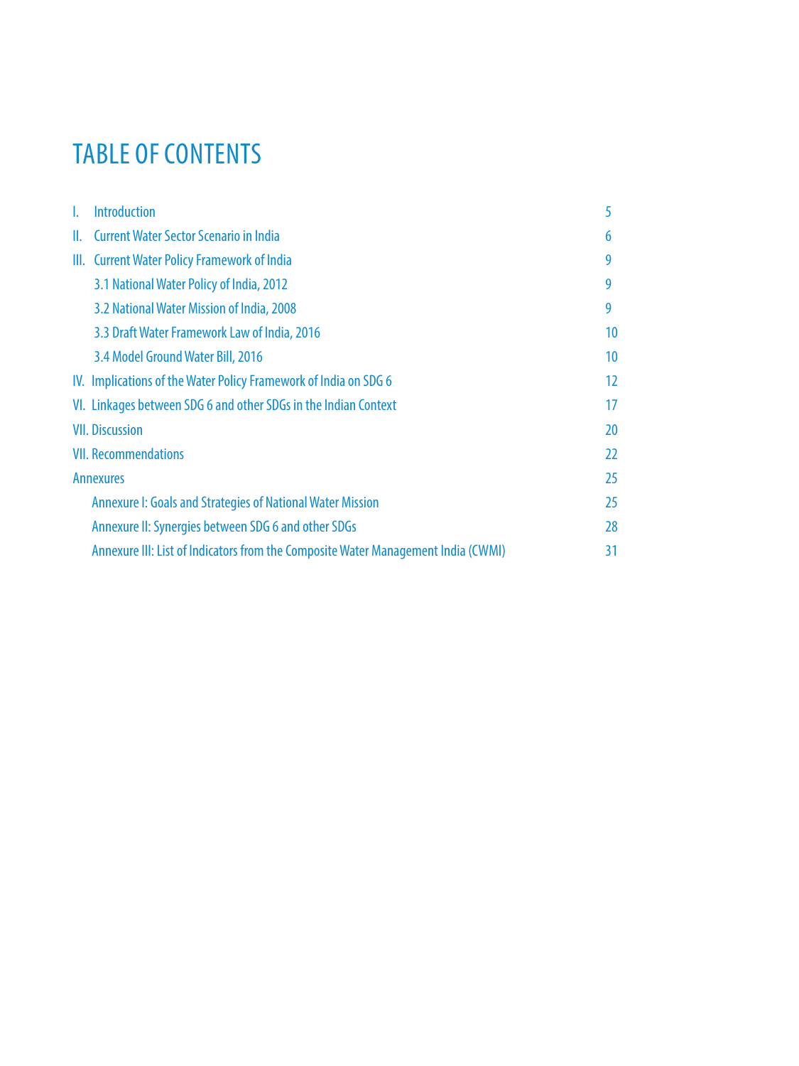# TABLE OF CONTENTS

| | |
|---|---|
| I. Introduction | 5 |
| II. Current Water Sector Scenario in India | 6 |
| III. Current Water Policy Framework of India | 9 |
| 3.1 National Water Policy of India, 2012 | 9 |
| 3.2 National Water Mission of India, 2008 | 9 |
| 3.3 Draft Water Framework Law of India, 2016 | 10 |
| 3.4 Model Ground Water Bill, 2016 | 10 |
| IV. Implications of the Water Policy Framework of India on SDG 6 | 12 |
| VI. Linkages between SDG 6 and other SDGs in the Indian Context | 17 |
| VII. Discussion | 20 |
| VII. Recommendations | 22 |
| Annexures | 25 |
| Annexure I: Goals and Strategies of National Water Mission | 25 |
| Annexure II: Synergies between SDG 6 and other SDGs | 28 |
| Annexure III: List of Indicators from the Composite Water Management India (CWMI) | 31 |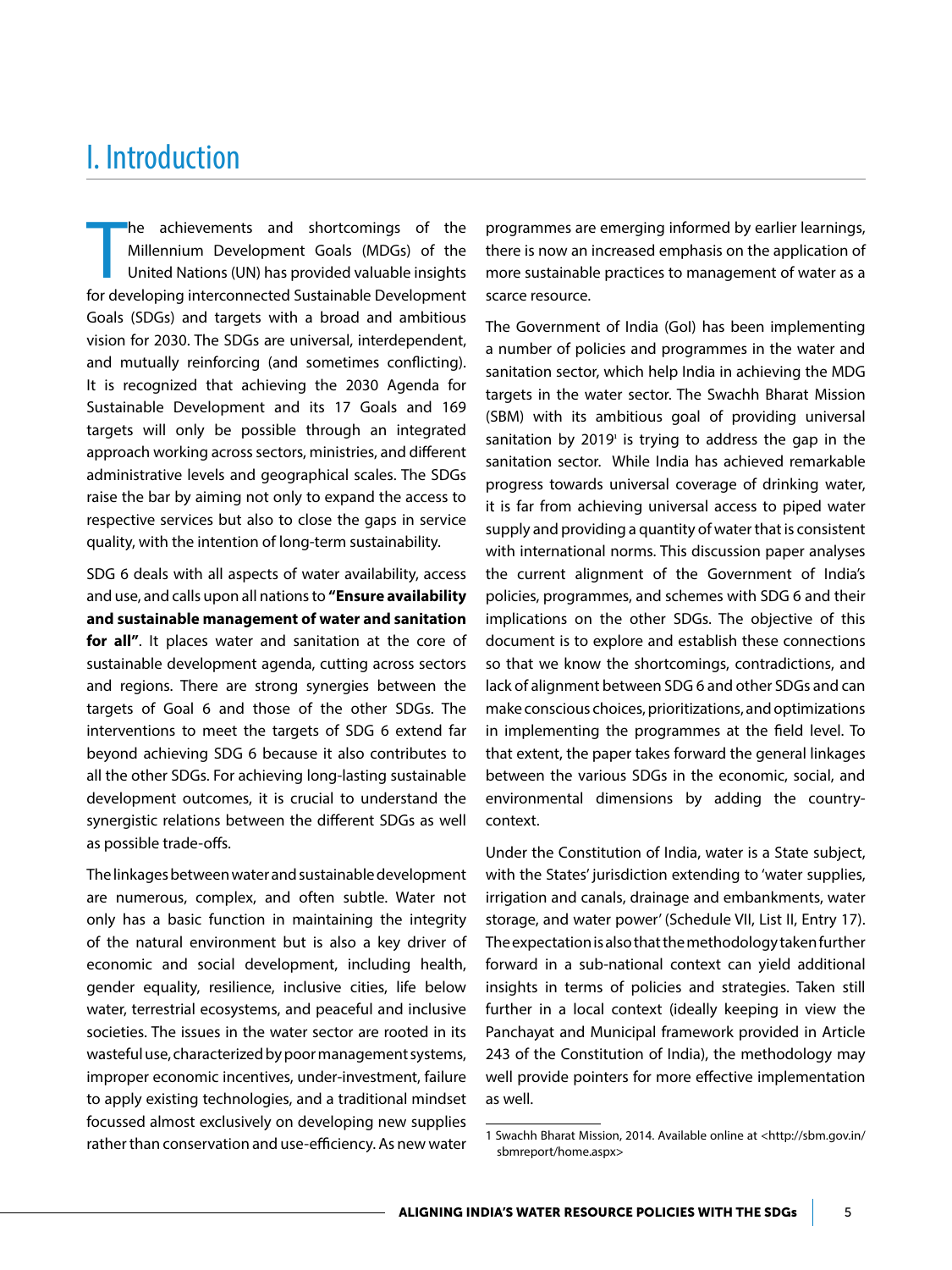# I. Introduction

The achievements and shortcomings of the Millennium Development Goals (MDGs) of the United Nations (UN) has provided valuable insights for developing interconnected Sustainable Development Goals (SDGs) and targets with a broad and ambitious vision for 2030. The SDGs are universal, interdependent, and mutually reinforcing (and sometimes conflicting). It is recognized that achieving the 2030 Agenda for Sustainable Development and its 17 Goals and 169 targets will only be possible through an integrated approach working across sectors, ministries, and different administrative levels and geographical scales. The SDGs raise the bar by aiming not only to expand the access to respective services but also to close the gaps in service quality, with the intention of long-term sustainability.

SDG 6 deals with all aspects of water availability, access and use, and calls upon all nations to **"Ensure availability and sustainable management of water and sanitation for all"**. It places water and sanitation at the core of sustainable development agenda, cutting across sectors and regions. There are strong synergies between the targets of Goal 6 and those of the other SDGs. The interventions to meet the targets of SDG 6 extend far beyond achieving SDG 6 because it also contributes to all the other SDGs. For achieving long-lasting sustainable development outcomes, it is crucial to understand the synergistic relations between the different SDGs as well as possible trade-offs.

The linkages between water and sustainable development are numerous, complex, and often subtle. Water not only has a basic function in maintaining the integrity of the natural environment but is also a key driver of economic and social development, including health, gender equality, resilience, inclusive cities, life below water, terrestrial ecosystems, and peaceful and inclusive societies. The issues in the water sector are rooted in its wasteful use, characterized by poor management systems, improper economic incentives, under-investment, failure to apply existing technologies, and a traditional mindset focussed almost exclusively on developing new supplies rather than conservation and use-efficiency. As new water programmes are emerging informed by earlier learnings, there is now an increased emphasis on the application of more sustainable practices to management of water as a scarce resource.

The Government of India (GoI) has been implementing a number of policies and programmes in the water and sanitation sector, which help India in achieving the MDG targets in the water sector. The Swachh Bharat Mission (SBM) with its ambitious goal of providing universal sanitation by 2019[1] is trying to address the gap in the sanitation sector. While India has achieved remarkable progress towards universal coverage of drinking water, it is far from achieving universal access to piped water supply and providing a quantity of water that is consistent with international norms. This discussion paper analyses the current alignment of the Government of India's policies, programmes, and schemes with SDG 6 and their implications on the other SDGs. The objective of this document is to explore and establish these connections so that we know the shortcomings, contradictions, and lack of alignment between SDG 6 and other SDGs and can make conscious choices, prioritizations, and optimizations in implementing the programmes at the field level. To that extent, the paper takes forward the general linkages between the various SDGs in the economic, social, and environmental dimensions by adding the country-context.

Under the Constitution of India, water is a State subject, with the States' jurisdiction extending to 'water supplies, irrigation and canals, drainage and embankments, water storage, and water power' (Schedule VII, List II, Entry 17). The expectation is also that the methodology taken further forward in a sub-national context can yield additional insights in terms of policies and strategies. Taken still further in a local context (ideally keeping in view the Panchayat and Municipal framework provided in Article 243 of the Constitution of India), the methodology may well provide pointers for more effective implementation as well.

---

1 Swachh Bharat Mission, 2014. Available online at <http://sbm.gov.in/sbmreport/home.aspx>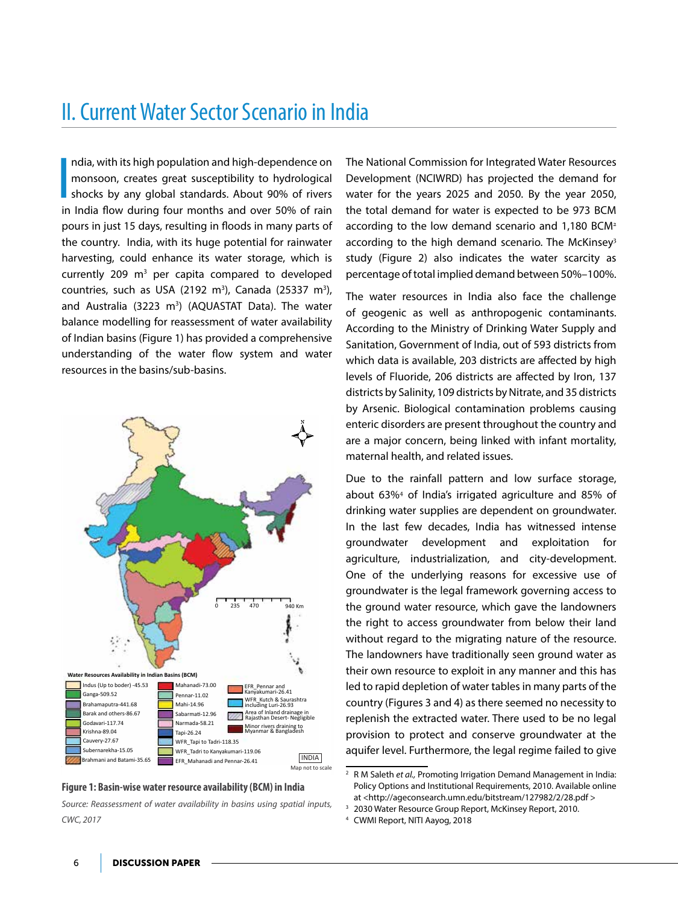# II. Current Water Sector Scenario in India

India, with its high population and high-dependence on monsoon, creates great susceptibility to hydrological shocks by any global standards. About 90% of rivers in India flow during four months and over 50% of rain pours in just 15 days, resulting in floods in many parts of the country. India, with its huge potential for rainwater harvesting, could enhance its water storage, which is currently 209 $m^3$ per capita compared to developed countries, such as USA (2192 $m^3$), Canada (25337 $m^3$), and Australia (3223 $m^3$) (AQUASTAT Data). The water balance modelling for reassessment of water availability of Indian basins (Figure 1) has provided a comprehensive understanding of the water flow system and water resources in the basins/sub-basins.

**Water Resources Availability in Indian Basins (BCM)**

- Indus (Up to boder) -45.53
- Ganga-509.52
- Brahamaputra-441.68
- Barak and others-86.67
- Godavari-117.74
- Krishna-89.04
- Cauvery-27.67
- Subernarekha-15.05
- Brahmani and Batami-35.65
- Mahanadi-73.00
- Pennar-11.02
- Mahi-14.96
- Sabarmati-12.96
- Narmada-58.21
- Tapi-26.24
- WFR_Tapi to Tadri-118.35
- WFR_Tadri to Kanyakumari-119.06
- EFR_Mahanadi and Pennar-26.41
- EFR_Pennar and Kanyakumari-26.41
- WFR_Kutch & Saurashtra including Luri-26.93
- Area of Inland drainage in Rajasthan Desert- Negligible
- Minor rivers draining to Myanmar & Bangladesh

INDIA

Map not to scale

**Figure 1: Basin-wise water resource availability (BCM) in India**

*Source: Reassessment of water availability in basins using spatial inputs, CWC, 2017*

The National Commission for Integrated Water Resources Development (NCIWRD) has projected the demand for water for the years 2025 and 2050. By the year 2050, the total demand for water is expected to be 973 BCM according to the low demand scenario and 1,180 BCM[2] according to the high demand scenario. The McKinsey[3] study (Figure 2) also indicates the water scarcity as percentage of total implied demand between 50%–100%.

The water resources in India also face the challenge of geogenic as well as anthropogenic contaminants. According to the Ministry of Drinking Water Supply and Sanitation, Government of India, out of 593 districts from which data is available, 203 districts are affected by high levels of Fluoride, 206 districts are affected by Iron, 137 districts by Salinity, 109 districts by Nitrate, and 35 districts by Arsenic. Biological contamination problems causing enteric disorders are present throughout the country and are a major concern, being linked with infant mortality, maternal health, and related issues.

Due to the rainfall pattern and low surface storage, about 63%[4] of India's irrigated agriculture and 85% of drinking water supplies are dependent on groundwater. In the last few decades, India has witnessed intense groundwater development and exploitation for agriculture, industrialization, and city-development. One of the underlying reasons for excessive use of groundwater is the legal framework governing access to the ground water resource, which gave the landowners the right to access groundwater from below their land without regard to the migrating nature of the resource. The landowners have traditionally seen ground water as their own resource to exploit in any manner and this has led to rapid depletion of water tables in many parts of the country (Figures 3 and 4) as there seemed no necessity to replenish the extracted water. There used to be no legal provision to protect and conserve groundwater at the aquifer level. Furthermore, the legal regime failed to give

---

[2] R M Saleth *et al.*, Promoting Irrigation Demand Management in India: Policy Options and Institutional Requirements, 2010. Available online at <http://ageconsearch.umn.edu/bitstream/127982/2/28.pdf >

[3] 2030 Water Resource Group Report, McKinsey Report, 2010.

[4] CWMI Report, NITI Aayog, 2018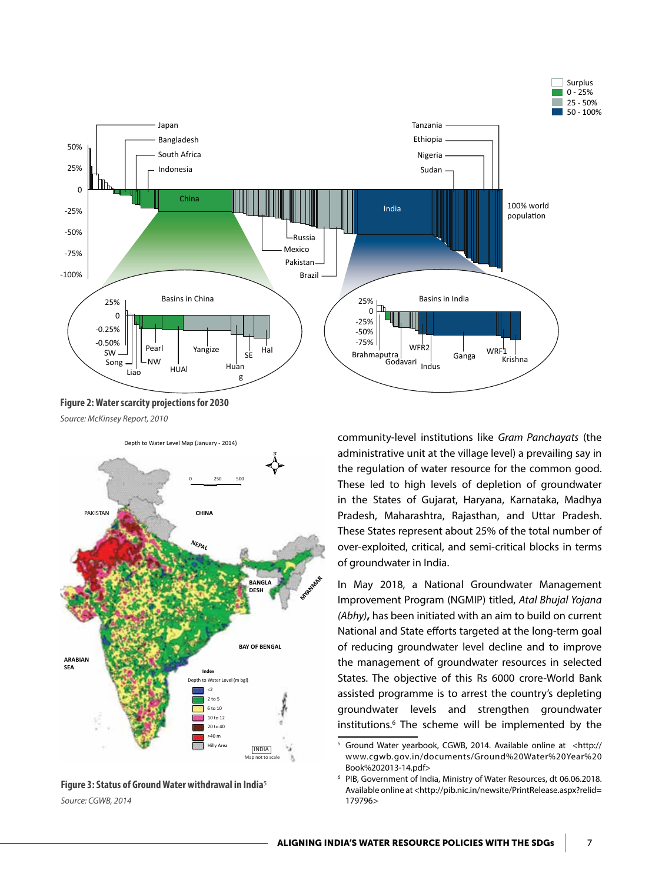**Figure 2: Water scarcity projections for 2030**

*Source: McKinsey Report, 2010*

**Figure 3: Status of Ground Water withdrawal in India**[5]

*Source: CGWB, 2014*

community-level institutions like *Gram Panchayats* (the administrative unit at the village level) a prevailing say in the regulation of water resource for the common good. These led to high levels of depletion of groundwater in the States of Gujarat, Haryana, Karnataka, Madhya Pradesh, Maharashtra, Rajasthan, and Uttar Pradesh. These States represent about 25% of the total number of over-exploited, critical, and semi-critical blocks in terms of groundwater in India.

In May 2018, a National Groundwater Management Improvement Program (NGMIP) titled, *Atal Bhujal Yojana (Abhy)***,** has been initiated with an aim to build on current National and State efforts targeted at the long-term goal of reducing groundwater level decline and to improve the management of groundwater resources in selected States. The objective of this Rs 6000 crore-World Bank assisted programme is to arrest the country's depleting groundwater levels and strengthen groundwater institutions.[6] The scheme will be implemented by the

---

[5] Ground Water yearbook, CGWB, 2014. Available online at <http://www.cgwb.gov.in/documents/Ground%20Water%20Year%20Book%202013-14.pdf>

[6] PIB, Government of India, Ministry of Water Resources, dt 06.06.2018. Available online at <http://pib.nic.in/newsite/PrintRelease.aspx?relid=179796>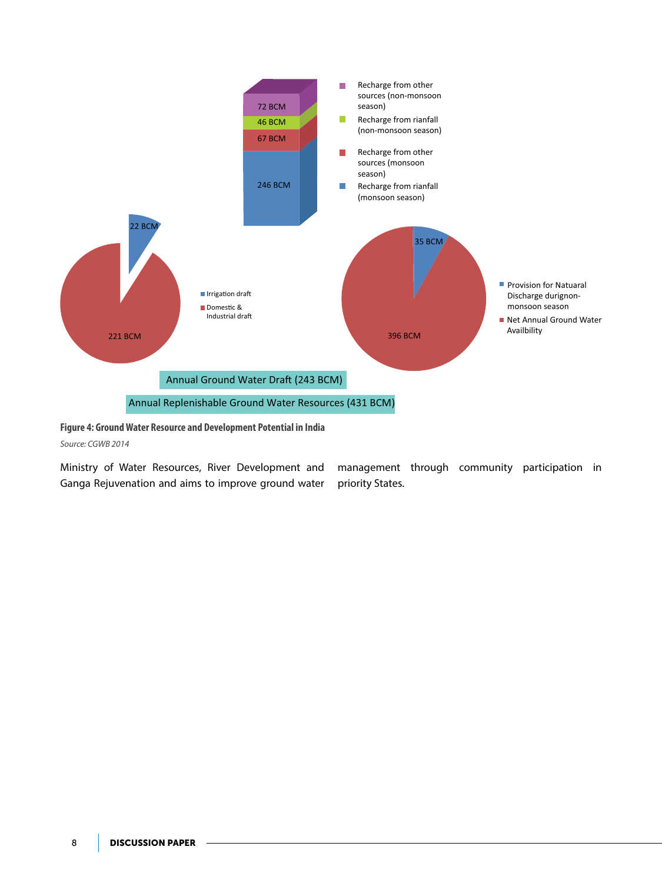72 BCM
46 BCM
67 BCM
246 BCM

- Recharge from other sources (non-monsoon season)
- Recharge from rianfall (non-monsoon season)
- Recharge from other sources (monsoon season)
- Recharge from rianfall (monsoon season)

22 BCM
221 BCM

- Irrigation draft
- Domestic & Industrial draft

35 BCM
396 BCM

- Provision for Natuaral Discharge durignon-monsoon season
- Net Annual Ground Water Availbility

Annual Ground Water Draft (243 BCM)

Annual Replenishable Ground Water Resources (431 BCM)

**Figure 4: Ground Water Resource and Development Potential in India**

*Source: CGWB 2014*

Ministry of Water Resources, River Development and Ganga Rejuvenation and aims to improve ground water management through community participation in priority States.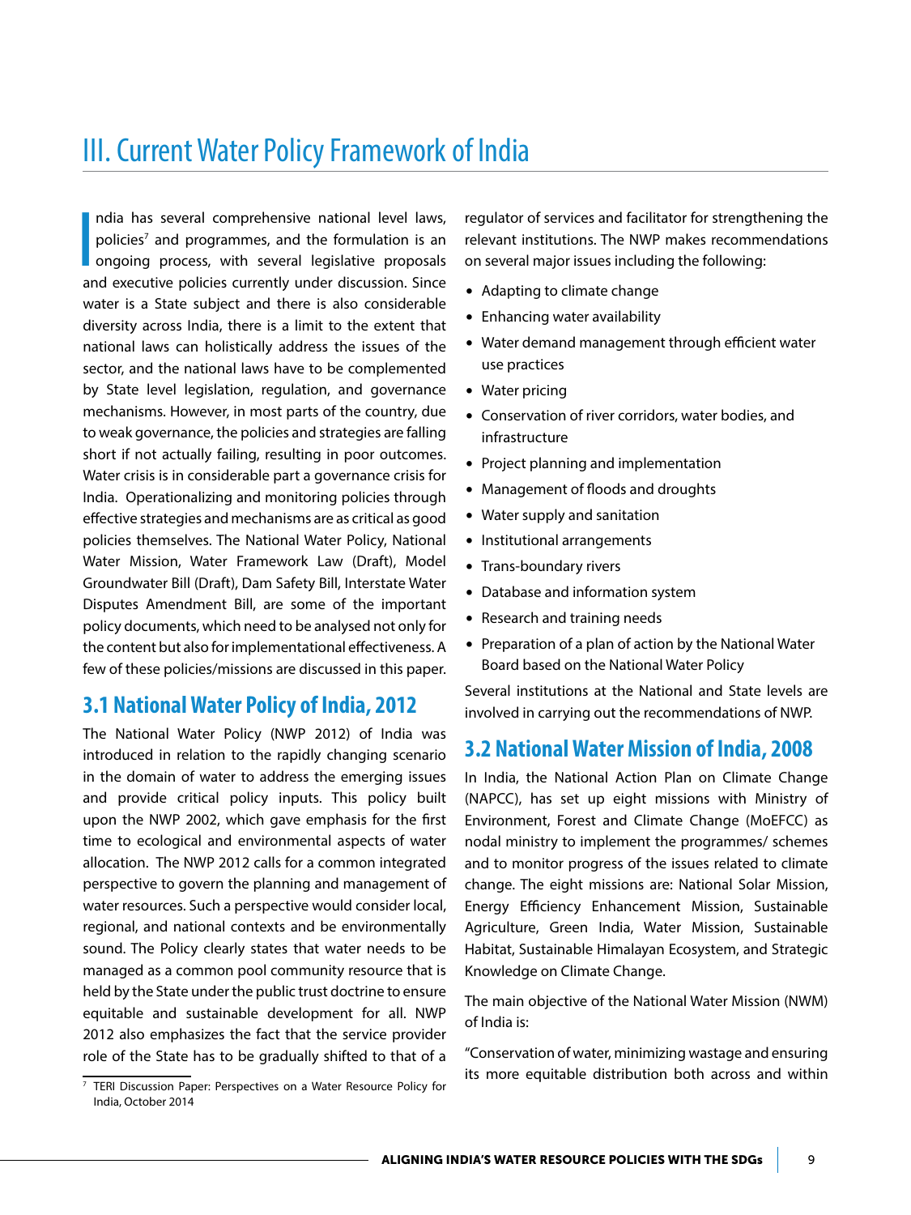# III. Current Water Policy Framework of India

India has several comprehensive national level laws, policies[7] and programmes, and the formulation is an ongoing process, with several legislative proposals and executive policies currently under discussion. Since water is a State subject and there is also considerable diversity across India, there is a limit to the extent that national laws can holistically address the issues of the sector, and the national laws have to be complemented by State level legislation, regulation, and governance mechanisms. However, in most parts of the country, due to weak governance, the policies and strategies are falling short if not actually failing, resulting in poor outcomes. Water crisis is in considerable part a governance crisis for India. Operationalizing and monitoring policies through effective strategies and mechanisms are as critical as good policies themselves. The National Water Policy, National Water Mission, Water Framework Law (Draft), Model Groundwater Bill (Draft), Dam Safety Bill, Interstate Water Disputes Amendment Bill, are some of the important policy documents, which need to be analysed not only for the content but also for implementational effectiveness. A few of these policies/missions are discussed in this paper.

## 3.1 National Water Policy of India, 2012

The National Water Policy (NWP 2012) of India was introduced in relation to the rapidly changing scenario in the domain of water to address the emerging issues and provide critical policy inputs. This policy built upon the NWP 2002, which gave emphasis for the first time to ecological and environmental aspects of water allocation. The NWP 2012 calls for a common integrated perspective to govern the planning and management of water resources. Such a perspective would consider local, regional, and national contexts and be environmentally sound. The Policy clearly states that water needs to be managed as a common pool community resource that is held by the State under the public trust doctrine to ensure equitable and sustainable development for all. NWP 2012 also emphasizes the fact that the service provider role of the State has to be gradually shifted to that of a regulator of services and facilitator for strengthening the relevant institutions. The NWP makes recommendations on several major issues including the following:

- Adapting to climate change
- Enhancing water availability
- Water demand management through efficient water use practices
- Water pricing
- Conservation of river corridors, water bodies, and infrastructure
- Project planning and implementation
- Management of floods and droughts
- Water supply and sanitation
- Institutional arrangements
- Trans-boundary rivers
- Database and information system
- Research and training needs
- Preparation of a plan of action by the National Water Board based on the National Water Policy

Several institutions at the National and State levels are involved in carrying out the recommendations of NWP.

## 3.2 National Water Mission of India, 2008

In India, the National Action Plan on Climate Change (NAPCC), has set up eight missions with Ministry of Environment, Forest and Climate Change (MoEFCC) as nodal ministry to implement the programmes/ schemes and to monitor progress of the issues related to climate change. The eight missions are: National Solar Mission, Energy Efficiency Enhancement Mission, Sustainable Agriculture, Green India, Water Mission, Sustainable Habitat, Sustainable Himalayan Ecosystem, and Strategic Knowledge on Climate Change.

The main objective of the National Water Mission (NWM) of India is:

"Conservation of water, minimizing wastage and ensuring its more equitable distribution both across and within

---

[7] TERI Discussion Paper: Perspectives on a Water Resource Policy for India, October 2014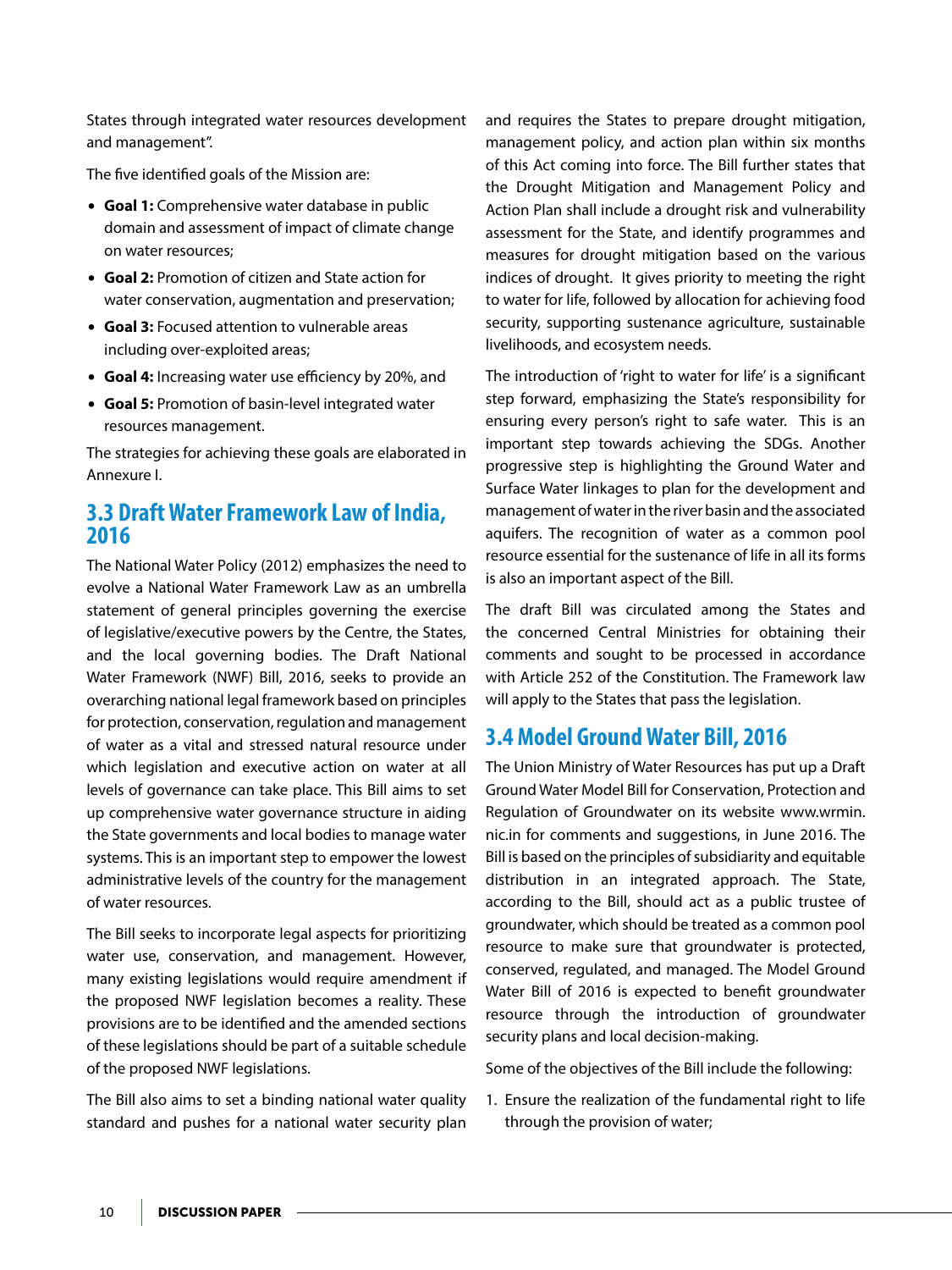States through integrated water resources development and management".

The five identified goals of the Mission are:

- **Goal 1:** Comprehensive water database in public domain and assessment of impact of climate change on water resources;
- **Goal 2:** Promotion of citizen and State action for water conservation, augmentation and preservation;
- **Goal 3:** Focused attention to vulnerable areas including over-exploited areas;
- **Goal 4:** Increasing water use efficiency by 20%, and
- **Goal 5:** Promotion of basin-level integrated water resources management.

The strategies for achieving these goals are elaborated in Annexure I.

## 3.3 Draft Water Framework Law of India, 2016

The National Water Policy (2012) emphasizes the need to evolve a National Water Framework Law as an umbrella statement of general principles governing the exercise of legislative/executive powers by the Centre, the States, and the local governing bodies. The Draft National Water Framework (NWF) Bill, 2016, seeks to provide an overarching national legal framework based on principles for protection, conservation, regulation and management of water as a vital and stressed natural resource under which legislation and executive action on water at all levels of governance can take place. This Bill aims to set up comprehensive water governance structure in aiding the State governments and local bodies to manage water systems. This is an important step to empower the lowest administrative levels of the country for the management of water resources.

The Bill seeks to incorporate legal aspects for prioritizing water use, conservation, and management. However, many existing legislations would require amendment if the proposed NWF legislation becomes a reality. These provisions are to be identified and the amended sections of these legislations should be part of a suitable schedule of the proposed NWF legislations.

The Bill also aims to set a binding national water quality standard and pushes for a national water security plan and requires the States to prepare drought mitigation, management policy, and action plan within six months of this Act coming into force. The Bill further states that the Drought Mitigation and Management Policy and Action Plan shall include a drought risk and vulnerability assessment for the State, and identify programmes and measures for drought mitigation based on the various indices of drought. It gives priority to meeting the right to water for life, followed by allocation for achieving food security, supporting sustenance agriculture, sustainable livelihoods, and ecosystem needs.

The introduction of 'right to water for life' is a significant step forward, emphasizing the State's responsibility for ensuring every person's right to safe water. This is an important step towards achieving the SDGs. Another progressive step is highlighting the Ground Water and Surface Water linkages to plan for the development and management of water in the river basin and the associated aquifers. The recognition of water as a common pool resource essential for the sustenance of life in all its forms is also an important aspect of the Bill.

The draft Bill was circulated among the States and the concerned Central Ministries for obtaining their comments and sought to be processed in accordance with Article 252 of the Constitution. The Framework law will apply to the States that pass the legislation.

## 3.4 Model Ground Water Bill, 2016

The Union Ministry of Water Resources has put up a Draft Ground Water Model Bill for Conservation, Protection and Regulation of Groundwater on its website www.wrmin.nic.in for comments and suggestions, in June 2016. The Bill is based on the principles of subsidiarity and equitable distribution in an integrated approach. The State, according to the Bill, should act as a public trustee of groundwater, which should be treated as a common pool resource to make sure that groundwater is protected, conserved, regulated, and managed. The Model Ground Water Bill of 2016 is expected to benefit groundwater resource through the introduction of groundwater security plans and local decision-making.

Some of the objectives of the Bill include the following:

1. Ensure the realization of the fundamental right to life through the provision of water;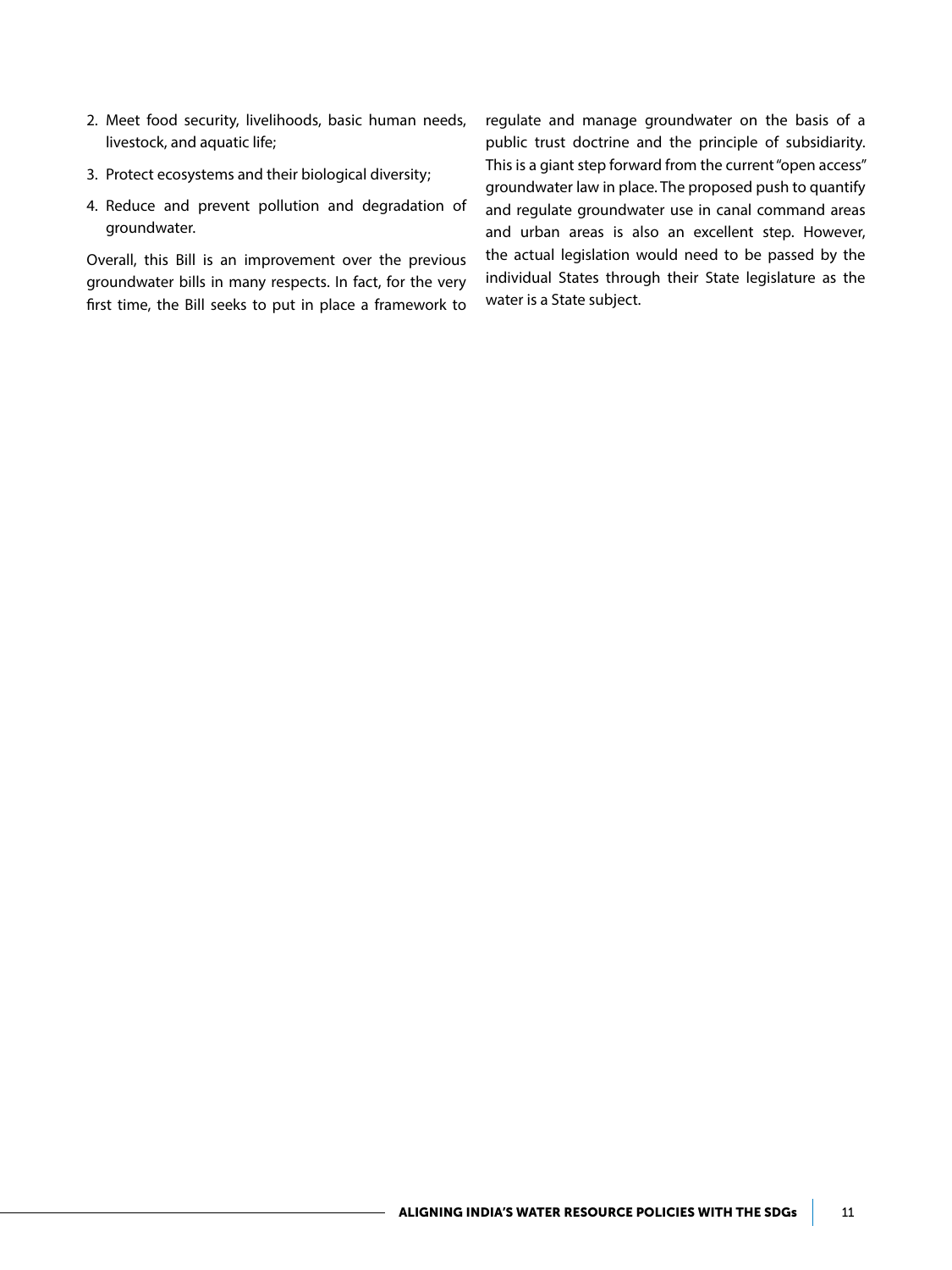2. Meet food security, livelihoods, basic human needs, livestock, and aquatic life;
3. Protect ecosystems and their biological diversity;
4. Reduce and prevent pollution and degradation of groundwater.

Overall, this Bill is an improvement over the previous groundwater bills in many respects. In fact, for the very first time, the Bill seeks to put in place a framework to regulate and manage groundwater on the basis of a public trust doctrine and the principle of subsidiarity. This is a giant step forward from the current "open access" groundwater law in place. The proposed push to quantify and regulate groundwater use in canal command areas and urban areas is also an excellent step. However, the actual legislation would need to be passed by the individual States through their State legislature as the water is a State subject.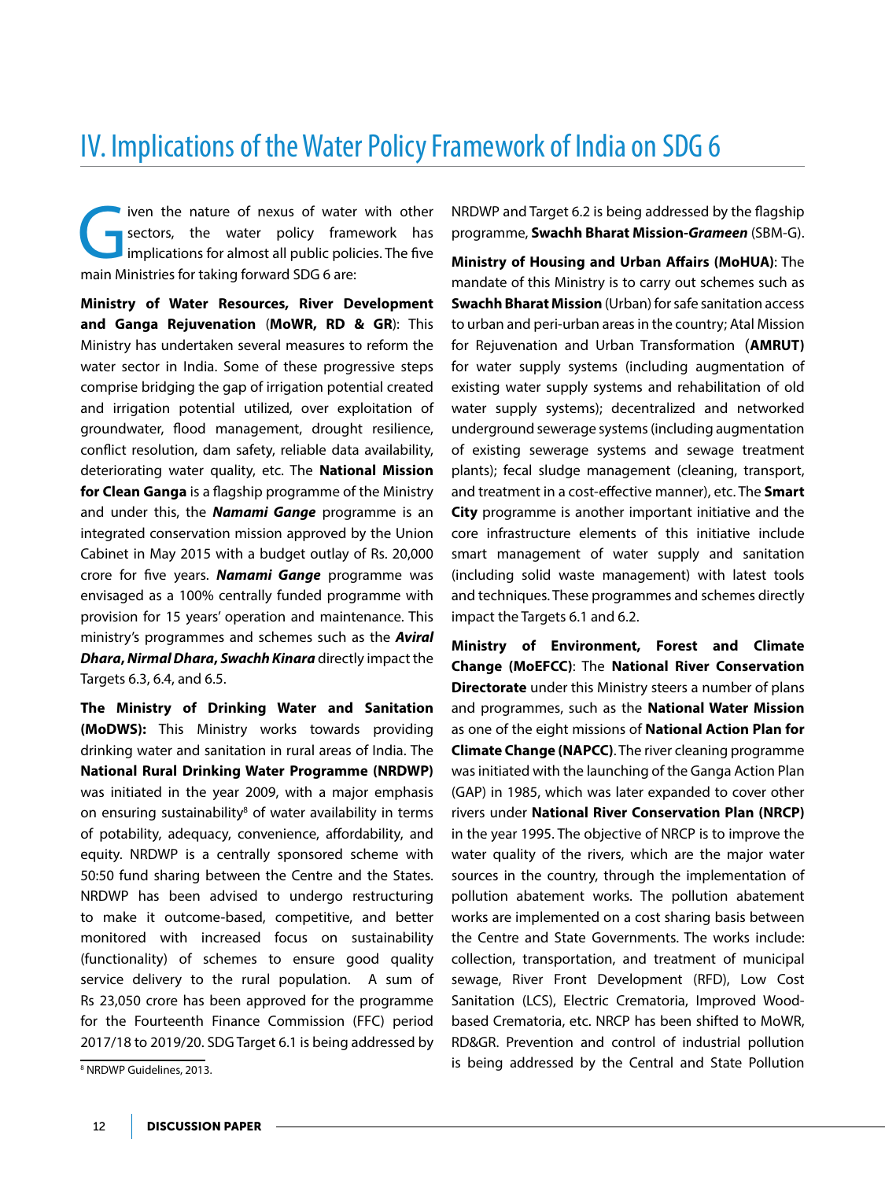# IV. Implications of the Water Policy Framework of India on SDG 6

Given the nature of nexus of water with other sectors, the water policy framework has implications for almost all public policies. The five main Ministries for taking forward SDG 6 are:

**Ministry of Water Resources, River Development and Ganga Rejuvenation** (**MoWR, RD & GR**): This Ministry has undertaken several measures to reform the water sector in India. Some of these progressive steps comprise bridging the gap of irrigation potential created and irrigation potential utilized, over exploitation of groundwater, flood management, drought resilience, conflict resolution, dam safety, reliable data availability, deteriorating water quality, etc. The **National Mission for Clean Ganga** is a flagship programme of the Ministry and under this, the ***Namami Gange*** programme is an integrated conservation mission approved by the Union Cabinet in May 2015 with a budget outlay of Rs. 20,000 crore for five years. ***Namami Gange*** programme was envisaged as a 100% centrally funded programme with provision for 15 years' operation and maintenance. This ministry's programmes and schemes such as the ***Aviral Dhara***, ***Nirmal Dhara***, ***Swachh Kinara*** directly impact the Targets 6.3, 6.4, and 6.5.

**The Ministry of Drinking Water and Sanitation (MoDWS):** This Ministry works towards providing drinking water and sanitation in rural areas of India. The **National Rural Drinking Water Programme (NRDWP)** was initiated in the year 2009, with a major emphasis on ensuring sustainability[8] of water availability in terms of potability, adequacy, convenience, affordability, and equity. NRDWP is a centrally sponsored scheme with 50:50 fund sharing between the Centre and the States. NRDWP has been advised to undergo restructuring to make it outcome-based, competitive, and better monitored with increased focus on sustainability (functionality) of schemes to ensure good quality service delivery to the rural population. A sum of Rs 23,050 crore has been approved for the programme for the Fourteenth Finance Commission (FFC) period 2017/18 to 2019/20. SDG Target 6.1 is being addressed by NRDWP and Target 6.2 is being addressed by the flagship programme, **Swachh Bharat Mission-*Grameen*** (SBM-G).

**Ministry of Housing and Urban Affairs (MoHUA)**: The mandate of this Ministry is to carry out schemes such as **Swachh Bharat Mission** (Urban) for safe sanitation access to urban and peri-urban areas in the country; Atal Mission for Rejuvenation and Urban Transformation (**AMRUT)** for water supply systems (including augmentation of existing water supply systems and rehabilitation of old water supply systems); decentralized and networked underground sewerage systems (including augmentation of existing sewerage systems and sewage treatment plants); fecal sludge management (cleaning, transport, and treatment in a cost-effective manner), etc. The **Smart City** programme is another important initiative and the core infrastructure elements of this initiative include smart management of water supply and sanitation (including solid waste management) with latest tools and techniques. These programmes and schemes directly impact the Targets 6.1 and 6.2.

**Ministry of Environment, Forest and Climate Change (MoEFCC)**: The **National River Conservation Directorate** under this Ministry steers a number of plans and programmes, such as the **National Water Mission** as one of the eight missions of **National Action Plan for Climate Change (NAPCC)**. The river cleaning programme was initiated with the launching of the Ganga Action Plan (GAP) in 1985, which was later expanded to cover other rivers under **National River Conservation Plan (NRCP)** in the year 1995. The objective of NRCP is to improve the water quality of the rivers, which are the major water sources in the country, through the implementation of pollution abatement works. The pollution abatement works are implemented on a cost sharing basis between the Centre and State Governments. The works include: collection, transportation, and treatment of municipal sewage, River Front Development (RFD), Low Cost Sanitation (LCS), Electric Crematoria, Improved Wood-based Crematoria, etc. NRCP has been shifted to MoWR, RD&GR. Prevention and control of industrial pollution is being addressed by the Central and State Pollution

[8] NRDWP Guidelines, 2013.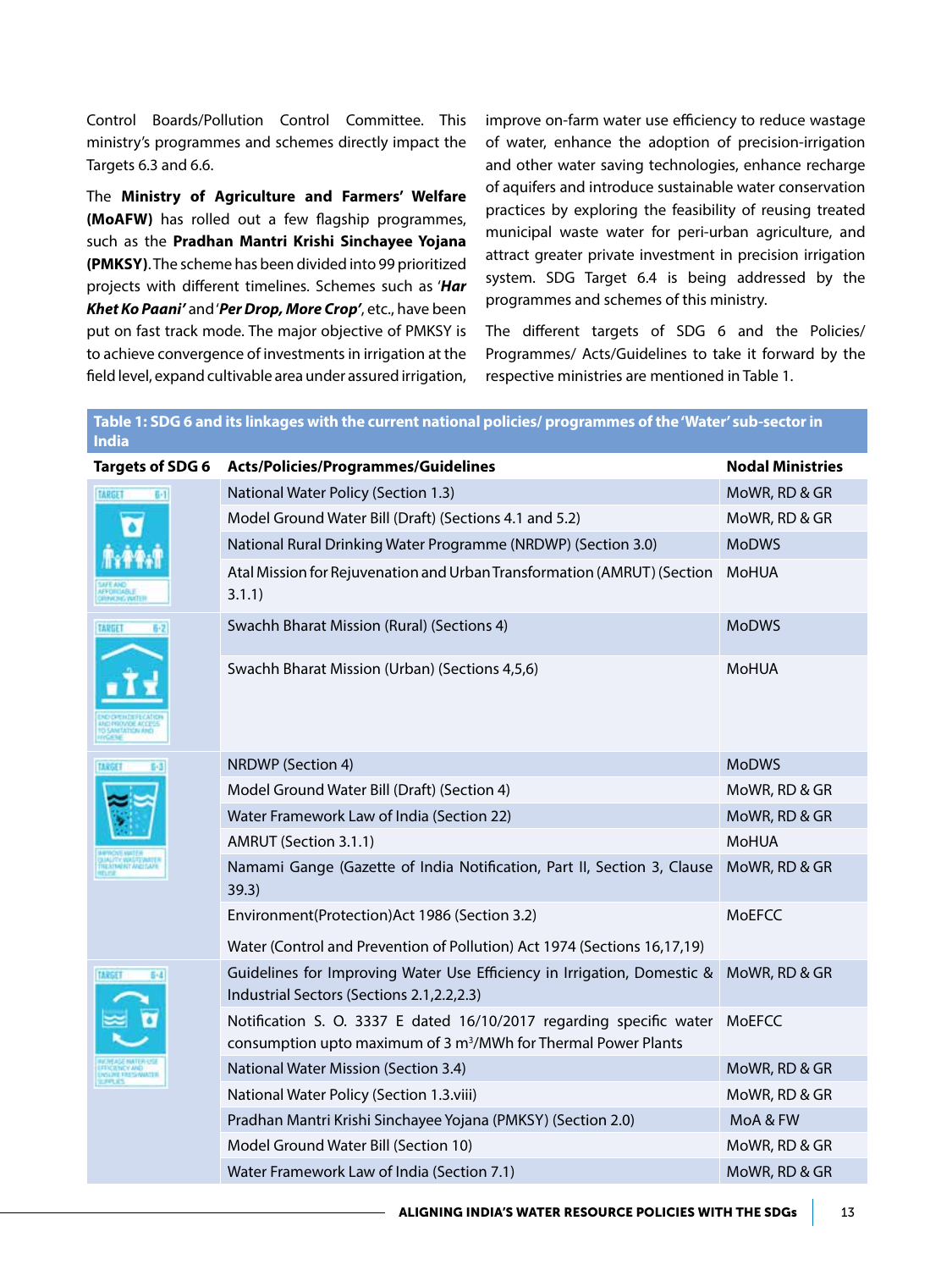Control Boards/Pollution Control Committee. This ministry's programmes and schemes directly impact the Targets 6.3 and 6.6.

The **Ministry of Agriculture and Farmers' Welfare (MoAFW)** has rolled out a few flagship programmes, such as the **Pradhan Mantri Krishi Sinchayee Yojana (PMKSY)**. The scheme has been divided into 99 prioritized projects with different timelines. Schemes such as '***Har Khet Ko Paani'*** and '***Per Drop, More Crop'***, etc., have been put on fast track mode. The major objective of PMKSY is to achieve convergence of investments in irrigation at the field level, expand cultivable area under assured irrigation, improve on-farm water use efficiency to reduce wastage of water, enhance the adoption of precision-irrigation and other water saving technologies, enhance recharge of aquifers and introduce sustainable water conservation practices by exploring the feasibility of reusing treated municipal waste water for peri-urban agriculture, and attract greater private investment in precision irrigation system. SDG Target 6.4 is being addressed by the programmes and schemes of this ministry.

The different targets of SDG 6 and the Policies/ Programmes/ Acts/Guidelines to take it forward by the respective ministries are mentioned in Table 1.

**Table 1: SDG 6 and its linkages with the current national policies/ programmes of the 'Water' sub-sector in India**

| Targets of SDG 6 | Acts/Policies/Programmes/Guidelines | Nodal Ministries |
|---|---|---|
| TARGET 6.1 SAFE AND AFFORDABLE DRINKING WATER | National Water Policy (Section 1.3) | MoWR, RD & GR |
| | Model Ground Water Bill (Draft) (Sections 4.1 and 5.2) | MoWR, RD & GR |
| | National Rural Drinking Water Programme (NRDWP) (Section 3.0) | MoDWS |
| | Atal Mission for Rejuvenation and Urban Transformation (AMRUT) (Section 3.1.1) | MoHUA |
| TARGET 6.2 END OPEN DEFECATION AND PROVIDE ACCESS TO SANITATION AND HYGIENE | Swachh Bharat Mission (Rural) (Sections 4) | MoDWS |
| | Swachh Bharat Mission (Urban) (Sections 4,5,6) | MoHUA |
| TARGET 6.3 IMPROVE WATER QUALITY, WASTEWATER TREATMENT AND SAFE REUSE | NRDWP (Section 4) | MoDWS |
| | Model Ground Water Bill (Draft) (Section 4) | MoWR, RD & GR |
| | Water Framework Law of India (Section 22) | MoWR, RD & GR |
| | AMRUT (Section 3.1.1) | MoHUA |
| | Namami Gange (Gazette of India Notification, Part II, Section 3, Clause 39.3) | MoWR, RD & GR |
| | Environment(Protection)Act 1986 (Section 3.2)<br>Water (Control and Prevention of Pollution) Act 1974 (Sections 16,17,19) | MoEFCC |
| TARGET 6.4 INCREASE WATER-USE EFFICIENCY AND ENSURE FRESHWATER SUPPLIES | Guidelines for Improving Water Use Efficiency in Irrigation, Domestic & Industrial Sectors (Sections 2.1,2.2,2.3) | MoWR, RD & GR |
| | Notification S. O. 3337 E dated 16/10/2017 regarding specific water consumption upto maximum of 3 $m^3$/MWh for Thermal Power Plants | MoEFCC |
| | National Water Mission (Section 3.4) | MoWR, RD & GR |
| | National Water Policy (Section 1.3.viii) | MoWR, RD & GR |
| | Pradhan Mantri Krishi Sinchayee Yojana (PMKSY) (Section 2.0) | MoA & FW |
| | Model Ground Water Bill (Section 10) | MoWR, RD & GR |
| | Water Framework Law of India (Section 7.1) | MoWR, RD & GR |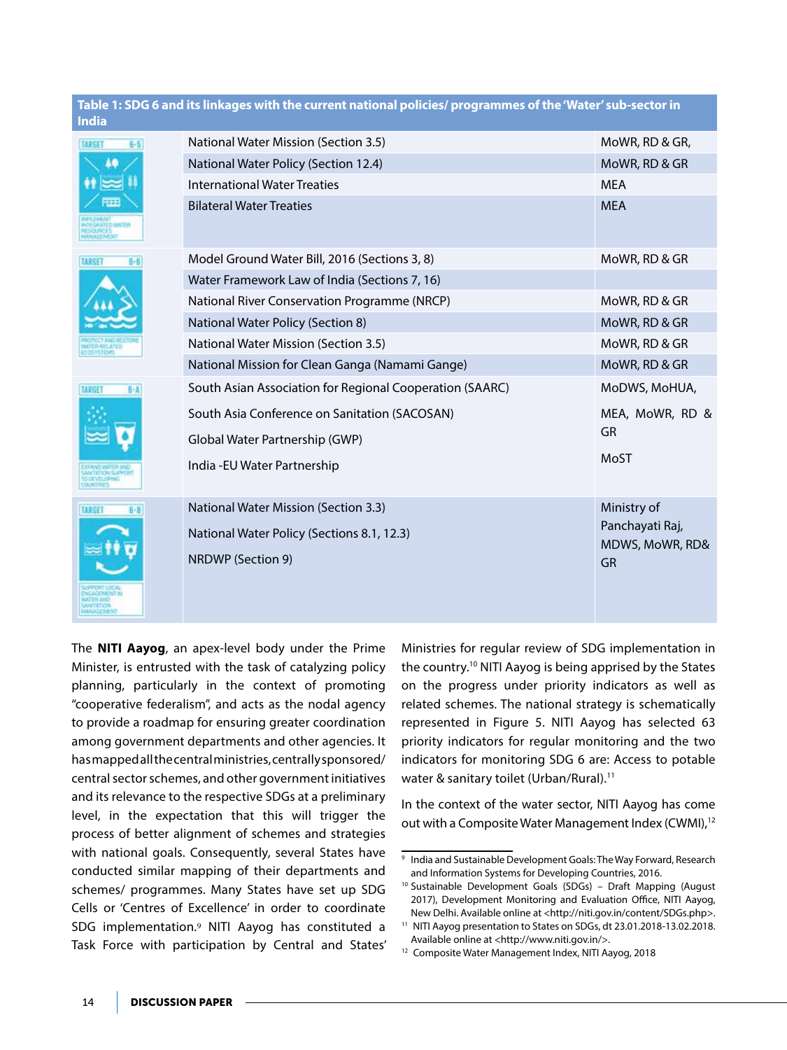**Table 1: SDG 6 and its linkages with the current national policies/ programmes of the 'Water' sub-sector in India**

| Target | Policies/ Programmes | Ministries |
|---|---|---|
| TARGET 6-5 IMPLEMENT INTEGRATED WATER RESOURCES MANAGEMENT | National Water Mission (Section 3.5) | MoWR, RD & GR, |
| | National Water Policy (Section 12.4) | MoWR, RD & GR |
| | International Water Treaties | MEA |
| | Bilateral Water Treaties | MEA |
| TARGET 6-6 PROTECT AND RESTORE WATER-RELATED ECOSYSTEMS | Model Ground Water Bill, 2016 (Sections 3, 8) | MoWR, RD & GR |
| | Water Framework Law of India (Sections 7, 16) | |
| | National River Conservation Programme (NRCP) | MoWR, RD & GR |
| | National Water Policy (Section 8) | MoWR, RD & GR |
| | National Water Mission (Section 3.5) | MoWR, RD & GR |
| | National Mission for Clean Ganga (Namami Gange) | MoWR, RD & GR |
| TARGET 6-A EXPAND WATER AND SANITATION SUPPORT TO DEVELOPING COUNTRIES | South Asian Association for Regional Cooperation (SAARC)<br>South Asia Conference on Sanitation (SACOSAN)<br>Global Water Partnership (GWP)<br>India -EU Water Partnership | MoDWS, MoHUA,<br>MEA, MoWR, RD & GR<br>MoST |
| TARGET 6-B SUPPORT LOCAL ENGAGEMENT IN WATER AND SANITATION MANAGEMENT | National Water Mission (Section 3.3)<br>National Water Policy (Sections 8.1, 12.3)<br>NRDWP (Section 9) | Ministry of Panchayati Raj, MDWS, MoWR, RD& GR |

The **NITI Aayog**, an apex-level body under the Prime Minister, is entrusted with the task of catalyzing policy planning, particularly in the context of promoting "cooperative federalism", and acts as the nodal agency to provide a roadmap for ensuring greater coordination among government departments and other agencies. It has mapped all the central ministries, centrally sponsored/ central sector schemes, and other government initiatives and its relevance to the respective SDGs at a preliminary level, in the expectation that this will trigger the process of better alignment of schemes and strategies with national goals. Consequently, several States have conducted similar mapping of their departments and schemes/ programmes. Many States have set up SDG Cells or 'Centres of Excellence' in order to coordinate SDG implementation.[9] NITI Aayog has constituted a Task Force with participation by Central and States' Ministries for regular review of SDG implementation in the country.[10] NITI Aayog is being apprised by the States on the progress under priority indicators as well as related schemes. The national strategy is schematically represented in Figure 5. NITI Aayog has selected 63 priority indicators for regular monitoring and the two indicators for monitoring SDG 6 are: Access to potable water & sanitary toilet (Urban/Rural).[11]

In the context of the water sector, NITI Aayog has come out with a Composite Water Management Index (CWMI),[12]

---

[9] India and Sustainable Development Goals: The Way Forward, Research and Information Systems for Developing Countries, 2016.

[10] Sustainable Development Goals (SDGs) – Draft Mapping (August 2017), Development Monitoring and Evaluation Office, NITI Aayog, New Delhi. Available online at <http://niti.gov.in/content/SDGs.php>.

[11] NITI Aayog presentation to States on SDGs, dt 23.01.2018-13.02.2018. Available online at <http://www.niti.gov.in/>.

[12] Composite Water Management Index, NITI Aayog, 2018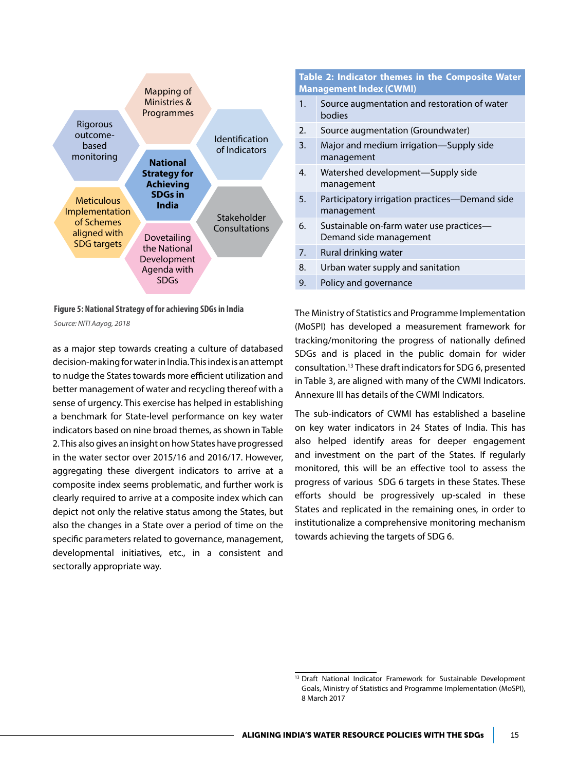Mapping of Ministries & Programmes

Identification of Indicators

Stakeholder Consultations

Dovetailing the National Development Agenda with SDGs

Meticulous Implementation of Schemes aligned with SDG targets

Rigorous outcome-based monitoring

**National Strategy for Achieving SDGs in India**

**Figure 5: National Strategy of for achieving SDGs in India**

*Source: NITI Aayog, 2018*

as a major step towards creating a culture of databased decision-making for water in India. This index is an attempt to nudge the States towards more efficient utilization and better management of water and recycling thereof with a sense of urgency. This exercise has helped in establishing a benchmark for State-level performance on key water indicators based on nine broad themes, as shown in Table 2. This also gives an insight on how States have progressed in the water sector over 2015/16 and 2016/17. However, aggregating these divergent indicators to arrive at a composite index seems problematic, and further work is clearly required to arrive at a composite index which can depict not only the relative status among the States, but also the changes in a State over a period of time on the specific parameters related to governance, management, developmental initiatives, etc., in a consistent and sectorally appropriate way.

**Table 2: Indicator themes in the Composite Water Management Index (CWMI)**

| | |
|---|---|
| 1. | Source augmentation and restoration of water bodies |
| 2. | Source augmentation (Groundwater) |
| 3. | Major and medium irrigation—Supply side management |
| 4. | Watershed development—Supply side management |
| 5. | Participatory irrigation practices—Demand side management |
| 6. | Sustainable on-farm water use practices—Demand side management |
| 7. | Rural drinking water |
| 8. | Urban water supply and sanitation |
| 9. | Policy and governance |

The Ministry of Statistics and Programme Implementation (MoSPI) has developed a measurement framework for tracking/monitoring the progress of nationally defined SDGs and is placed in the public domain for wider consultation.[13] These draft indicators for SDG 6, presented in Table 3, are aligned with many of the CWMI Indicators. Annexure III has details of the CWMI Indicators.

The sub-indicators of CWMI has established a baseline on key water indicators in 24 States of India. This has also helped identify areas for deeper engagement and investment on the part of the States. If regularly monitored, this will be an effective tool to assess the progress of various SDG 6 targets in these States. These efforts should be progressively up-scaled in these States and replicated in the remaining ones, in order to institutionalize a comprehensive monitoring mechanism towards achieving the targets of SDG 6.

[13] Draft National Indicator Framework for Sustainable Development Goals, Ministry of Statistics and Programme Implementation (MoSPI), 8 March 2017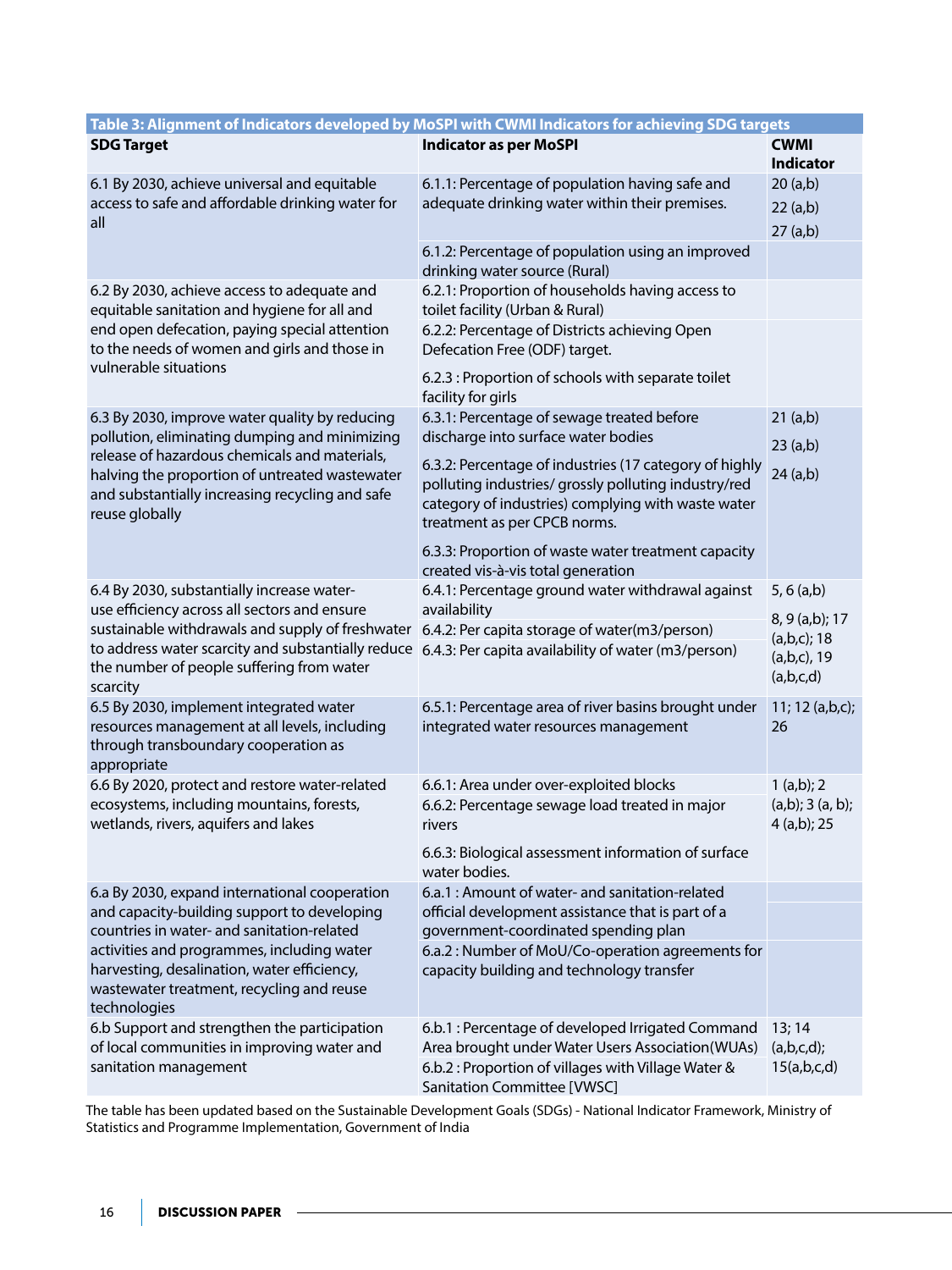**Table 3: Alignment of Indicators developed by MoSPI with CWMI Indicators for achieving SDG targets**

| SDG Target | Indicator as per MoSPI | CWMI Indicator |
|---|---|---|
| 6.1 By 2030, achieve universal and equitable access to safe and affordable drinking water for all | 6.1.1: Percentage of population having safe and adequate drinking water within their premises. | 20 (a,b) 22 (a,b) 27 (a,b) |
| | 6.1.2: Percentage of population using an improved drinking water source (Rural) | |
| 6.2 By 2030, achieve access to adequate and equitable sanitation and hygiene for all and end open defecation, paying special attention to the needs of women and girls and those in vulnerable situations | 6.2.1: Proportion of households having access to toilet facility (Urban & Rural) | |
| | 6.2.2: Percentage of Districts achieving Open Defecation Free (ODF) target. | |
| | 6.2.3 : Proportion of schools with separate toilet facility for girls | |
| 6.3 By 2030, improve water quality by reducing pollution, eliminating dumping and minimizing release of hazardous chemicals and materials, halving the proportion of untreated wastewater and substantially increasing recycling and safe reuse globally | 6.3.1: Percentage of sewage treated before discharge into surface water bodies | 21 (a,b) 23 (a,b) 24 (a,b) |
| | 6.3.2: Percentage of industries (17 category of highly polluting industries/ grossly polluting industry/red category of industries) complying with waste water treatment as per CPCB norms. | |
| | 6.3.3: Proportion of waste water treatment capacity created vis-à-vis total generation | |
| 6.4 By 2030, substantially increase water-use efficiency across all sectors and ensure sustainable withdrawals and supply of freshwater to address water scarcity and substantially reduce the number of people suffering from water scarcity | 6.4.1: Percentage ground water withdrawal against availability | 5, 6 (a,b) |
| | 6.4.2: Per capita storage of water(m3/person) 6.4.3: Per capita availability of water (m3/person) | 8, 9 (a,b); 17 (a,b,c); 18 (a,b,c), 19 (a,b,c,d) |
| 6.5 By 2030, implement integrated water resources management at all levels, including through transboundary cooperation as appropriate | 6.5.1: Percentage area of river basins brought under integrated water resources management | 11; 12 (a,b,c); 26 |
| 6.6 By 2020, protect and restore water-related ecosystems, including mountains, forests, wetlands, rivers, aquifers and lakes | 6.6.1: Area under over-exploited blocks 6.6.2: Percentage sewage load treated in major rivers | 1 (a,b); 2 (a,b); 3 (a, b); 4 (a,b); 25 |
| | 6.6.3: Biological assessment information of surface water bodies. | |
| 6.a By 2030, expand international cooperation and capacity-building support to developing countries in water- and sanitation-related activities and programmes, including water harvesting, desalination, water efficiency, wastewater treatment, recycling and reuse technologies | 6.a.1 : Amount of water- and sanitation-related official development assistance that is part of a government-coordinated spending plan | |
| | 6.a.2 : Number of MoU/Co-operation agreements for capacity building and technology transfer | |
| 6.b Support and strengthen the participation of local communities in improving water and sanitation management | 6.b.1 : Percentage of developed Irrigated Command Area brought under Water Users Association(WUAs) 6.b.2 : Proportion of villages with Village Water & Sanitation Committee [VWSC] | 13; 14 (a,b,c,d); 15(a,b,c,d) |

The table has been updated based on the Sustainable Development Goals (SDGs) - National Indicator Framework, Ministry of Statistics and Programme Implementation, Government of India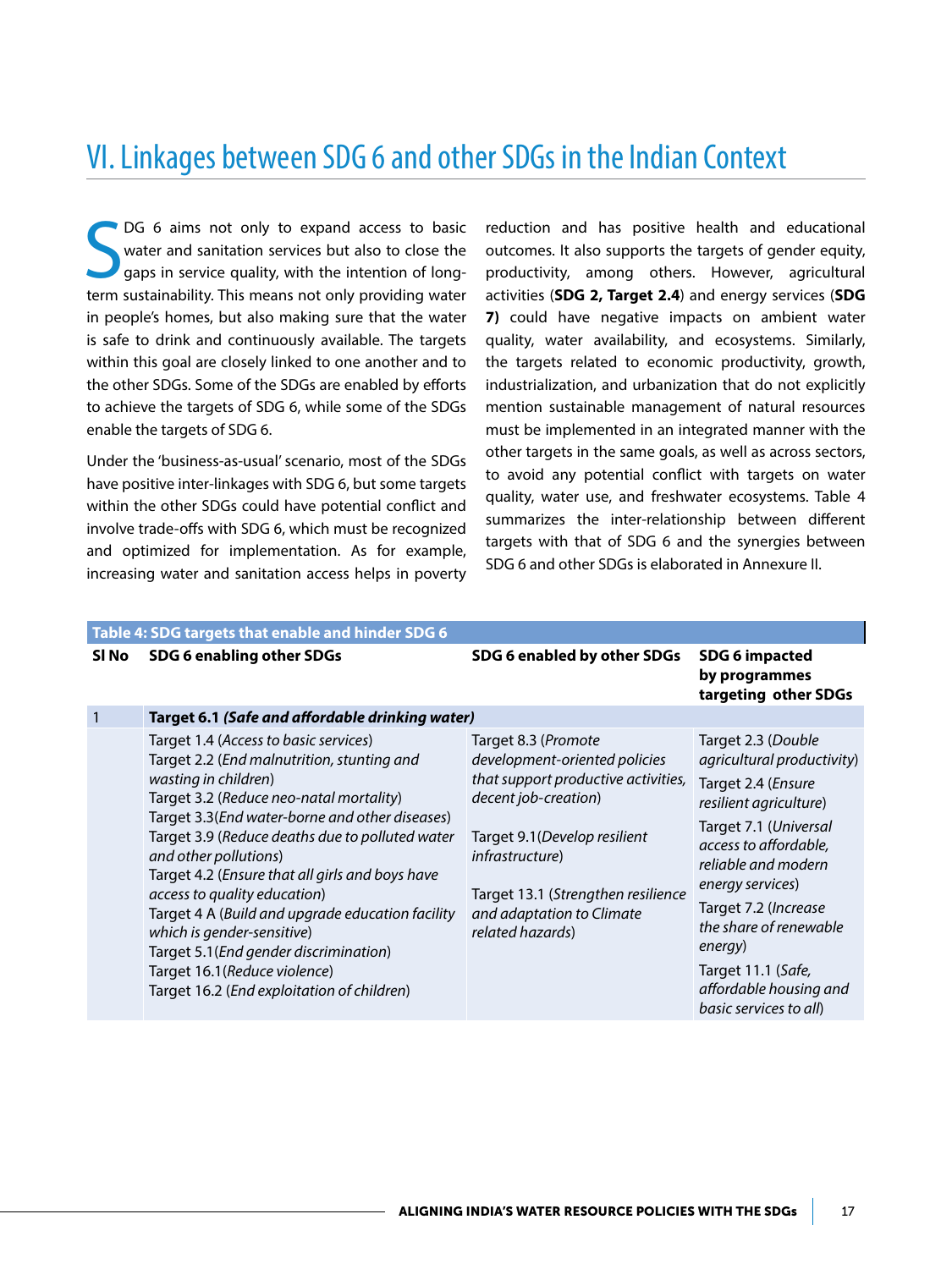# VI. Linkages between SDG 6 and other SDGs in the Indian Context

SDG 6 aims not only to expand access to basic water and sanitation services but also to close the gaps in service quality, with the intention of long-term sustainability. This means not only providing water in people's homes, but also making sure that the water is safe to drink and continuously available. The targets within this goal are closely linked to one another and to the other SDGs. Some of the SDGs are enabled by efforts to achieve the targets of SDG 6, while some of the SDGs enable the targets of SDG 6.

Under the 'business-as-usual' scenario, most of the SDGs have positive inter-linkages with SDG 6, but some targets within the other SDGs could have potential conflict and involve trade-offs with SDG 6, which must be recognized and optimized for implementation. As for example, increasing water and sanitation access helps in poverty reduction and has positive health and educational outcomes. It also supports the targets of gender equity, productivity, among others. However, agricultural activities (**SDG 2, Target 2.4**) and energy services (**SDG 7)** could have negative impacts on ambient water quality, water availability, and ecosystems. Similarly, the targets related to economic productivity, growth, industrialization, and urbanization that do not explicitly mention sustainable management of natural resources must be implemented in an integrated manner with the other targets in the same goals, as well as across sectors, to avoid any potential conflict with targets on water quality, water use, and freshwater ecosystems. Table 4 summarizes the inter-relationship between different targets with that of SDG 6 and the synergies between SDG 6 and other SDGs is elaborated in Annexure II.

**Table 4: SDG targets that enable and hinder SDG 6**

| Sl No | SDG 6 enabling other SDGs | SDG 6 enabled by other SDGs | SDG 6 impacted by programmes targeting other SDGs |
|---|---|---|---|
| 1 | **Target 6.1 *(Safe and affordable drinking water)*** | | |
| | Target 1.4 (*Access to basic services*)<br>Target 2.2 (*End malnutrition, stunting and wasting in children*)<br>Target 3.2 (*Reduce neo-natal mortality*)<br>Target 3.3(*End water-borne and other diseases*)<br>Target 3.9 (*Reduce deaths due to polluted water and other pollutions*)<br>Target 4.2 (*Ensure that all girls and boys have access to quality education*)<br>Target 4 A (*Build and upgrade education facility which is gender-sensitive*)<br>Target 5.1(*End gender discrimination*)<br>Target 16.1(*Reduce violence*)<br>Target 16.2 (*End exploitation of children*) | Target 8.3 (*Promote development-oriented policies that support productive activities, decent job-creation*)<br><br>Target 9.1(*Develop resilient infrastructure*)<br><br>Target 13.1 (*Strengthen resilience and adaptation to Climate related hazards*) | Target 2.3 (*Double agricultural productivity*)<br>Target 2.4 (*Ensure resilient agriculture*)<br>Target 7.1 (*Universal access to affordable, reliable and modern energy services*)<br>Target 7.2 (*Increase the share of renewable energy*)<br>Target 11.1 (*Safe, affordable housing and basic services to all*) |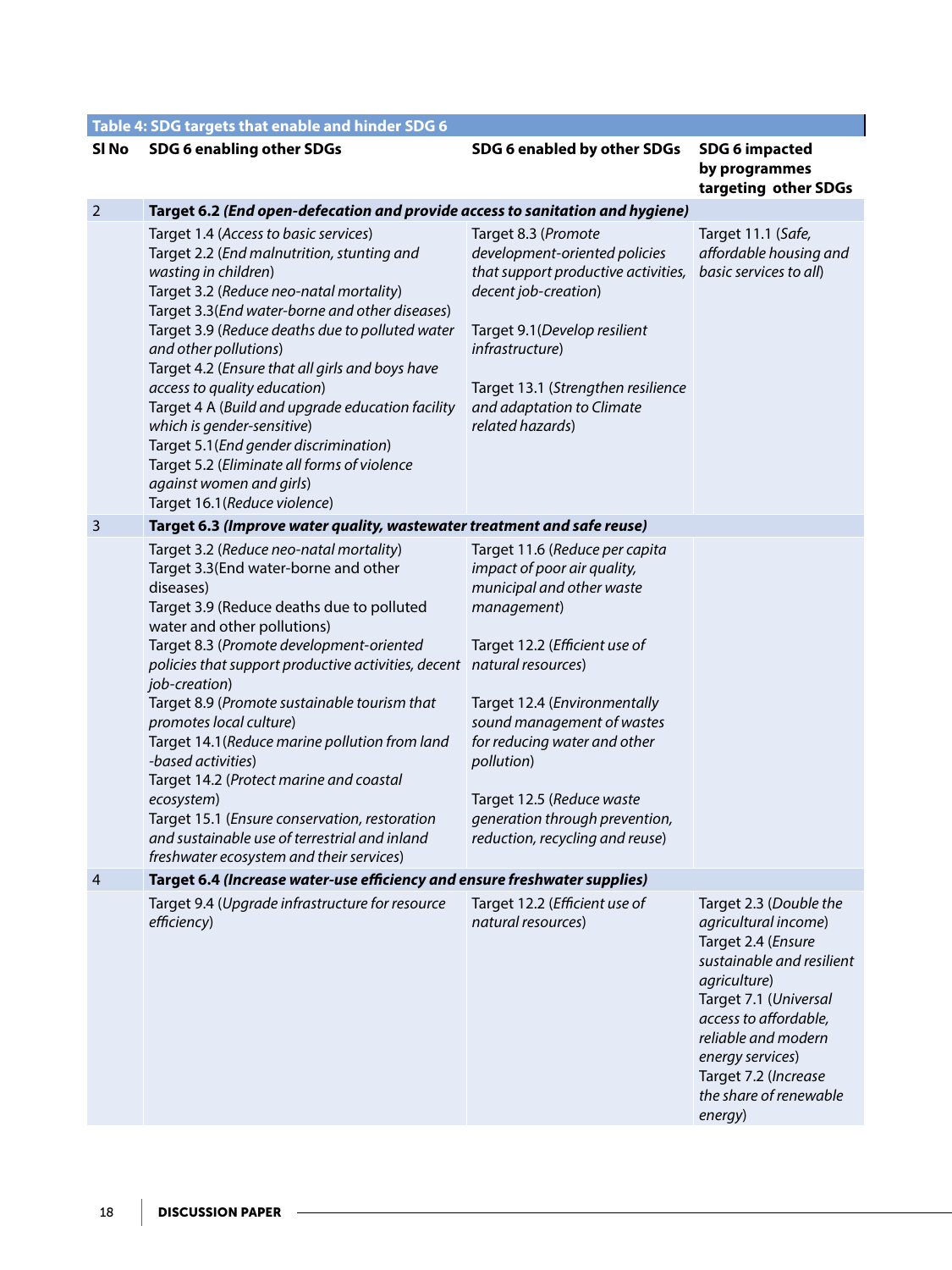**Table 4: SDG targets that enable and hinder SDG 6**

| Sl No | SDG 6 enabling other SDGs | SDG 6 enabled by other SDGs | SDG 6 impacted by programmes targeting other SDGs |
|---|---|---|---|
| 2 | **Target 6.2 (*End open-defecation and provide access to sanitation and hygiene*)** | | |
| | Target 1.4 (*Access to basic services*)<br>Target 2.2 (*End malnutrition, stunting and wasting in children*)<br>Target 3.2 (*Reduce neo-natal mortality*)<br>Target 3.3(*End water-borne and other diseases*)<br>Target 3.9 (*Reduce deaths due to polluted water and other pollutions*)<br>Target 4.2 (*Ensure that all girls and boys have access to quality education*)<br>Target 4 A (*Build and upgrade education facility which is gender-sensitive*)<br>Target 5.1(*End gender discrimination*)<br>Target 5.2 (*Eliminate all forms of violence against women and girls*)<br>Target 16.1(*Reduce violence*) | Target 8.3 (*Promote development-oriented policies that support productive activities, decent job-creation*)<br><br>Target 9.1(*Develop resilient infrastructure*)<br><br>Target 13.1 (*Strengthen resilience and adaptation to Climate related hazards*) | Target 11.1 (*Safe, affordable housing and basic services to all*) |
| 3 | **Target 6.3 (*Improve water quality, wastewater treatment and safe reuse*)** | | |
| | Target 3.2 (*Reduce neo-natal mortality*)<br>Target 3.3(End water-borne and other diseases)<br>Target 3.9 (Reduce deaths due to polluted water and other pollutions)<br>Target 8.3 (*Promote development-oriented policies that support productive activities, decent job-creation*)<br>Target 8.9 (*Promote sustainable tourism that promotes local culture*)<br>Target 14.1(*Reduce marine pollution from land -based activities*)<br>Target 14.2 (*Protect marine and coastal ecosystem*)<br>Target 15.1 (*Ensure conservation, restoration and sustainable use of terrestrial and inland freshwater ecosystem and their services*) | Target 11.6 (*Reduce per capita impact of poor air quality, municipal and other waste management*)<br><br>Target 12.2 (*Efficient use of natural resources*)<br><br>Target 12.4 (*Environmentally sound management of wastes for reducing water and other pollution*)<br><br>Target 12.5 (*Reduce waste generation through prevention, reduction, recycling and reuse*) | |
| 4 | **Target 6.4 (*Increase water-use efficiency and ensure freshwater supplies*)** | | |
| | Target 9.4 (*Upgrade infrastructure for resource efficiency*) | Target 12.2 (*Efficient use of natural resources*) | Target 2.3 (*Double the agricultural income*)<br>Target 2.4 (*Ensure sustainable and resilient agriculture*)<br>Target 7.1 (*Universal access to affordable, reliable and modern energy services*)<br>Target 7.2 (*Increase the share of renewable energy*) |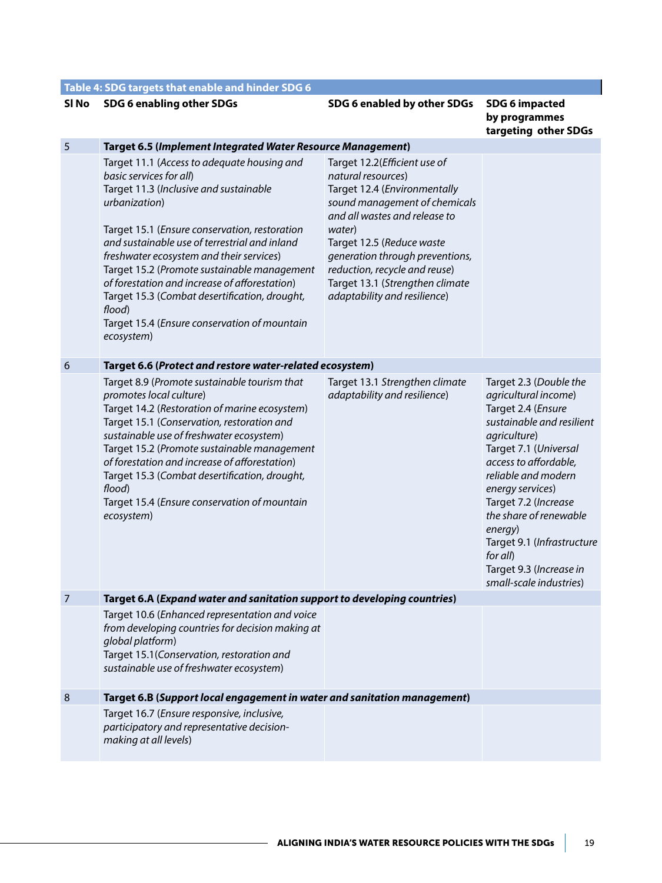**Table 4: SDG targets that enable and hinder SDG 6**

| Sl No | SDG 6 enabling other SDGs | SDG 6 enabled by other SDGs | SDG 6 impacted by programmes targeting other SDGs |
|---|---|---|---|
| 5 | **Target 6.5 (*Implement Integrated Water Resource Management*)** | | |
| | Target 11.1 (*Access to adequate housing and basic services for all*)<br>Target 11.3 (*Inclusive and sustainable urbanization*)<br><br>Target 15.1 (*Ensure conservation, restoration and sustainable use of terrestrial and inland freshwater ecosystem and their services*)<br>Target 15.2 (*Promote sustainable management of forestation and increase of afforestation*)<br>Target 15.3 (*Combat desertification, drought, flood*)<br>Target 15.4 (*Ensure conservation of mountain ecosystem*) | Target 12.2(*Efficient use of natural resources*)<br>Target 12.4 (*Environmentally sound management of chemicals and all wastes and release to water*)<br>Target 12.5 (*Reduce waste generation through preventions, reduction, recycle and reuse*)<br>Target 13.1 (*Strengthen climate adaptability and resilience*) | |
| 6 | **Target 6.6 (*Protect and restore water-related ecosystem*)** | | |
| | Target 8.9 (*Promote sustainable tourism that promotes local culture*)<br>Target 14.2 (*Restoration of marine ecosystem*)<br>Target 15.1 (*Conservation, restoration and sustainable use of freshwater ecosystem*)<br>Target 15.2 (*Promote sustainable management of forestation and increase of afforestation*)<br>Target 15.3 (*Combat desertification, drought, flood*)<br>Target 15.4 (*Ensure conservation of mountain ecosystem*) | Target 13.1 *Strengthen climate adaptability and resilience*) | Target 2.3 (*Double the agricultural income*)<br>Target 2.4 (*Ensure sustainable and resilient agriculture*)<br>Target 7.1 (*Universal access to affordable, reliable and modern energy services*)<br>Target 7.2 (*Increase the share of renewable energy*)<br>Target 9.1 (*Infrastructure for all*)<br>Target 9.3 (*Increase in small-scale industries*) |
| 7 | **Target 6.A (*Expand water and sanitation support to developing countries*)** | | |
| | Target 10.6 (*Enhanced representation and voice from developing countries for decision making at global platform*)<br>Target 15.1(*Conservation, restoration and sustainable use of freshwater ecosystem*) | | |
| 8 | **Target 6.B (*Support local engagement in water and sanitation management*)** | | |
| | Target 16.7 (*Ensure responsive, inclusive, participatory and representative decision-making at all levels*) | | |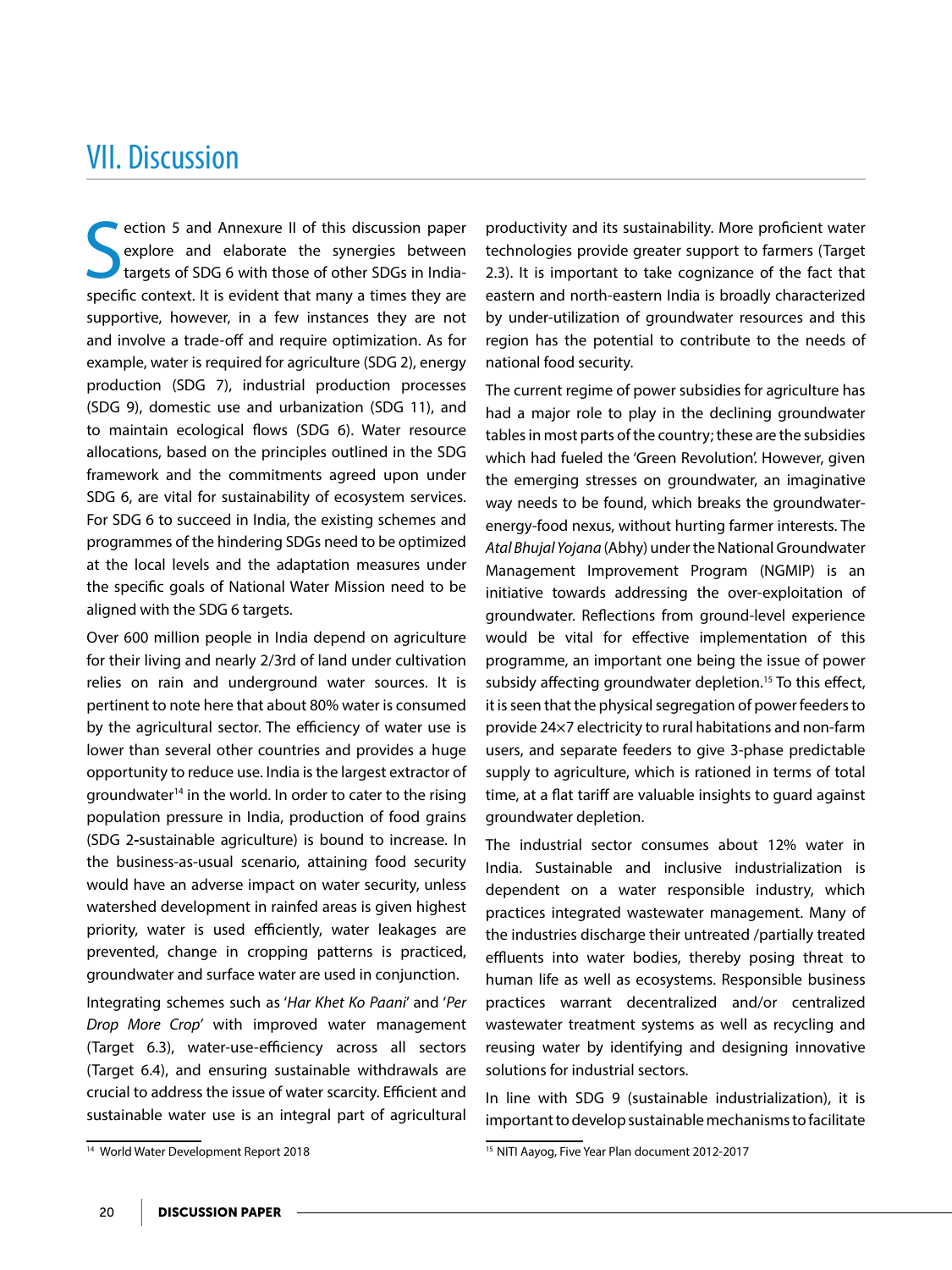# VII. Discussion

Section 5 and Annexure II of this discussion paper explore and elaborate the synergies between targets of SDG 6 with those of other SDGs in India-specific context. It is evident that many a times they are supportive, however, in a few instances they are not and involve a trade-off and require optimization. As for example, water is required for agriculture (SDG 2), energy production (SDG 7), industrial production processes (SDG 9), domestic use and urbanization (SDG 11), and to maintain ecological flows (SDG 6). Water resource allocations, based on the principles outlined in the SDG framework and the commitments agreed upon under SDG 6, are vital for sustainability of ecosystem services. For SDG 6 to succeed in India, the existing schemes and programmes of the hindering SDGs need to be optimized at the local levels and the adaptation measures under the specific goals of National Water Mission need to be aligned with the SDG 6 targets.

Over 600 million people in India depend on agriculture for their living and nearly 2/3rd of land under cultivation relies on rain and underground water sources. It is pertinent to note here that about 80% water is consumed by the agricultural sector. The efficiency of water use is lower than several other countries and provides a huge opportunity to reduce use. India is the largest extractor of groundwater[14] in the world. In order to cater to the rising population pressure in India, production of food grains (SDG 2-sustainable agriculture) is bound to increase. In the business-as-usual scenario, attaining food security would have an adverse impact on water security, unless watershed development in rainfed areas is given highest priority, water is used efficiently, water leakages are prevented, change in cropping patterns is practiced, groundwater and surface water are used in conjunction.

Integrating schemes such as '*Har Khet Ko Paani*' and '*Per Drop More Crop*' with improved water management (Target 6.3), water-use-efficiency across all sectors (Target 6.4), and ensuring sustainable withdrawals are crucial to address the issue of water scarcity. Efficient and sustainable water use is an integral part of agricultural productivity and its sustainability. More proficient water technologies provide greater support to farmers (Target 2.3). It is important to take cognizance of the fact that eastern and north-eastern India is broadly characterized by under-utilization of groundwater resources and this region has the potential to contribute to the needs of national food security.

The current regime of power subsidies for agriculture has had a major role to play in the declining groundwater tables in most parts of the country; these are the subsidies which had fueled the 'Green Revolution'. However, given the emerging stresses on groundwater, an imaginative way needs to be found, which breaks the groundwater-energy-food nexus, without hurting farmer interests. The *Atal Bhujal Yojana* (Abhy) under the National Groundwater Management Improvement Program (NGMIP) is an initiative towards addressing the over-exploitation of groundwater. Reflections from ground-level experience would be vital for effective implementation of this programme, an important one being the issue of power subsidy affecting groundwater depletion.[15] To this effect, it is seen that the physical segregation of power feeders to provide 24×7 electricity to rural habitations and non-farm users, and separate feeders to give 3-phase predictable supply to agriculture, which is rationed in terms of total time, at a flat tariff are valuable insights to guard against groundwater depletion.

The industrial sector consumes about 12% water in India. Sustainable and inclusive industrialization is dependent on a water responsible industry, which practices integrated wastewater management. Many of the industries discharge their untreated /partially treated effluents into water bodies, thereby posing threat to human life as well as ecosystems. Responsible business practices warrant decentralized and/or centralized wastewater treatment systems as well as recycling and reusing water by identifying and designing innovative solutions for industrial sectors.

In line with SDG 9 (sustainable industrialization), it is important to develop sustainable mechanisms to facilitate

[14] World Water Development Report 2018

[15] NITI Aayog, Five Year Plan document 2012-2017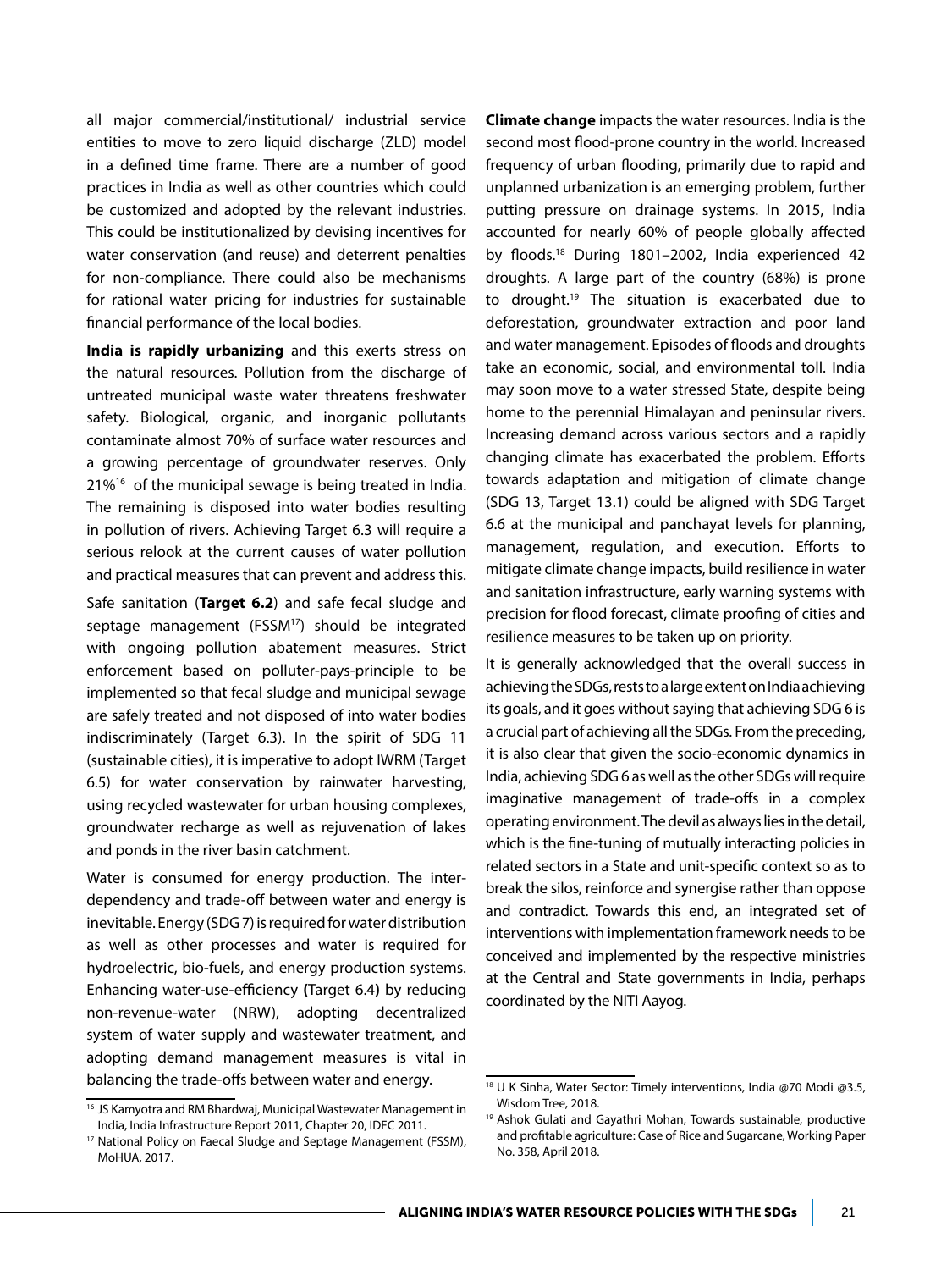all major commercial/institutional/ industrial service entities to move to zero liquid discharge (ZLD) model in a defined time frame. There are a number of good practices in India as well as other countries which could be customized and adopted by the relevant industries. This could be institutionalized by devising incentives for water conservation (and reuse) and deterrent penalties for non-compliance. There could also be mechanisms for rational water pricing for industries for sustainable financial performance of the local bodies.

**India is rapidly urbanizing** and this exerts stress on the natural resources. Pollution from the discharge of untreated municipal waste water threatens freshwater safety. Biological, organic, and inorganic pollutants contaminate almost 70% of surface water resources and a growing percentage of groundwater reserves. Only 21%[16] of the municipal sewage is being treated in India. The remaining is disposed into water bodies resulting in pollution of rivers. Achieving Target 6.3 will require a serious relook at the current causes of water pollution and practical measures that can prevent and address this.

Safe sanitation (**Target 6.2**) and safe fecal sludge and septage management (FSSM[17]) should be integrated with ongoing pollution abatement measures. Strict enforcement based on polluter-pays-principle to be implemented so that fecal sludge and municipal sewage are safely treated and not disposed of into water bodies indiscriminately (Target 6.3). In the spirit of SDG 11 (sustainable cities), it is imperative to adopt IWRM (Target 6.5) for water conservation by rainwater harvesting, using recycled wastewater for urban housing complexes, groundwater recharge as well as rejuvenation of lakes and ponds in the river basin catchment.

Water is consumed for energy production. The inter-dependency and trade-off between water and energy is inevitable. Energy (SDG 7) is required for water distribution as well as other processes and water is required for hydroelectric, bio-fuels, and energy production systems. Enhancing water-use-efficiency **(**Target 6.4**)** by reducing non-revenue-water (NRW), adopting decentralized system of water supply and wastewater treatment, and adopting demand management measures is vital in balancing the trade-offs between water and energy.

**Climate change** impacts the water resources. India is the second most flood-prone country in the world. Increased frequency of urban flooding, primarily due to rapid and unplanned urbanization is an emerging problem, further putting pressure on drainage systems. In 2015, India accounted for nearly 60% of people globally affected by floods.[18] During 1801–2002, India experienced 42 droughts. A large part of the country (68%) is prone to drought.[19] The situation is exacerbated due to deforestation, groundwater extraction and poor land and water management. Episodes of floods and droughts take an economic, social, and environmental toll. India may soon move to a water stressed State, despite being home to the perennial Himalayan and peninsular rivers. Increasing demand across various sectors and a rapidly changing climate has exacerbated the problem. Efforts towards adaptation and mitigation of climate change (SDG 13, Target 13.1) could be aligned with SDG Target 6.6 at the municipal and panchayat levels for planning, management, regulation, and execution. Efforts to mitigate climate change impacts, build resilience in water and sanitation infrastructure, early warning systems with precision for flood forecast, climate proofing of cities and resilience measures to be taken up on priority.

It is generally acknowledged that the overall success in achieving the SDGs, rests to a large extent on India achieving its goals, and it goes without saying that achieving SDG 6 is a crucial part of achieving all the SDGs. From the preceding, it is also clear that given the socio-economic dynamics in India, achieving SDG 6 as well as the other SDGs will require imaginative management of trade-offs in a complex operating environment. The devil as always lies in the detail, which is the fine-tuning of mutually interacting policies in related sectors in a State and unit-specific context so as to break the silos, reinforce and synergise rather than oppose and contradict. Towards this end, an integrated set of interventions with implementation framework needs to be conceived and implemented by the respective ministries at the Central and State governments in India, perhaps coordinated by the NITI Aayog.

---

[16] JS Kamyotra and RM Bhardwaj, Municipal Wastewater Management in India, India Infrastructure Report 2011, Chapter 20, IDFC 2011.

[17] National Policy on Faecal Sludge and Septage Management (FSSM), MoHUA, 2017.

[18] U K Sinha, Water Sector: Timely interventions, India @70 Modi @3.5, Wisdom Tree, 2018.

[19] Ashok Gulati and Gayathri Mohan, Towards sustainable, productive and profitable agriculture: Case of Rice and Sugarcane, Working Paper No. 358, April 2018.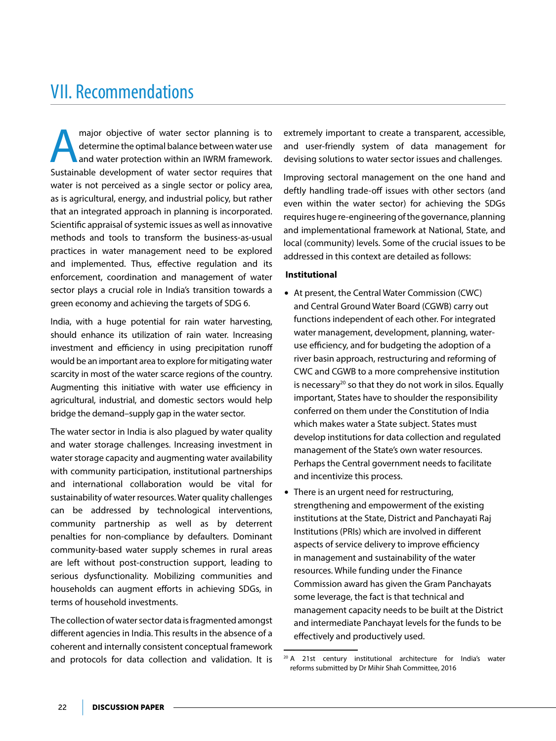# VII. Recommendations

A major objective of water sector planning is to determine the optimal balance between water use and water protection within an IWRM framework. Sustainable development of water sector requires that water is not perceived as a single sector or policy area, as is agricultural, energy, and industrial policy, but rather that an integrated approach in planning is incorporated. Scientific appraisal of systemic issues as well as innovative methods and tools to transform the business-as-usual practices in water management need to be explored and implemented. Thus, effective regulation and its enforcement, coordination and management of water sector plays a crucial role in India's transition towards a green economy and achieving the targets of SDG 6.

India, with a huge potential for rain water harvesting, should enhance its utilization of rain water. Increasing investment and efficiency in using precipitation runoff would be an important area to explore for mitigating water scarcity in most of the water scarce regions of the country. Augmenting this initiative with water use efficiency in agricultural, industrial, and domestic sectors would help bridge the demand–supply gap in the water sector.

The water sector in India is also plagued by water quality and water storage challenges. Increasing investment in water storage capacity and augmenting water availability with community participation, institutional partnerships and international collaboration would be vital for sustainability of water resources. Water quality challenges can be addressed by technological interventions, community partnership as well as by deterrent penalties for non-compliance by defaulters. Dominant community-based water supply schemes in rural areas are left without post-construction support, leading to serious dysfunctionality. Mobilizing communities and households can augment efforts in achieving SDGs, in terms of household investments.

The collection of water sector data is fragmented amongst different agencies in India. This results in the absence of a coherent and internally consistent conceptual framework and protocols for data collection and validation. It is extremely important to create a transparent, accessible, and user-friendly system of data management for devising solutions to water sector issues and challenges.

Improving sectoral management on the one hand and deftly handling trade-off issues with other sectors (and even within the water sector) for achieving the SDGs requires huge re-engineering of the governance, planning and implementational framework at National, State, and local (community) levels. Some of the crucial issues to be addressed in this context are detailed as follows:

**Institutional**

- At present, the Central Water Commission (CWC) and Central Ground Water Board (CGWB) carry out functions independent of each other. For integrated water management, development, planning, water-use efficiency, and for budgeting the adoption of a river basin approach, restructuring and reforming of CWC and CGWB to a more comprehensive institution is necessary[20] so that they do not work in silos. Equally important, States have to shoulder the responsibility conferred on them under the Constitution of India which makes water a State subject. States must develop institutions for data collection and regulated management of the State's own water resources. Perhaps the Central government needs to facilitate and incentivize this process.
- There is an urgent need for restructuring, strengthening and empowerment of the existing institutions at the State, District and Panchayati Raj Institutions (PRIs) which are involved in different aspects of service delivery to improve efficiency in management and sustainability of the water resources. While funding under the Finance Commission award has given the Gram Panchayats some leverage, the fact is that technical and management capacity needs to be built at the District and intermediate Panchayat levels for the funds to be effectively and productively used.

[20] A 21st century institutional architecture for India's water reforms submitted by Dr Mihir Shah Committee, 2016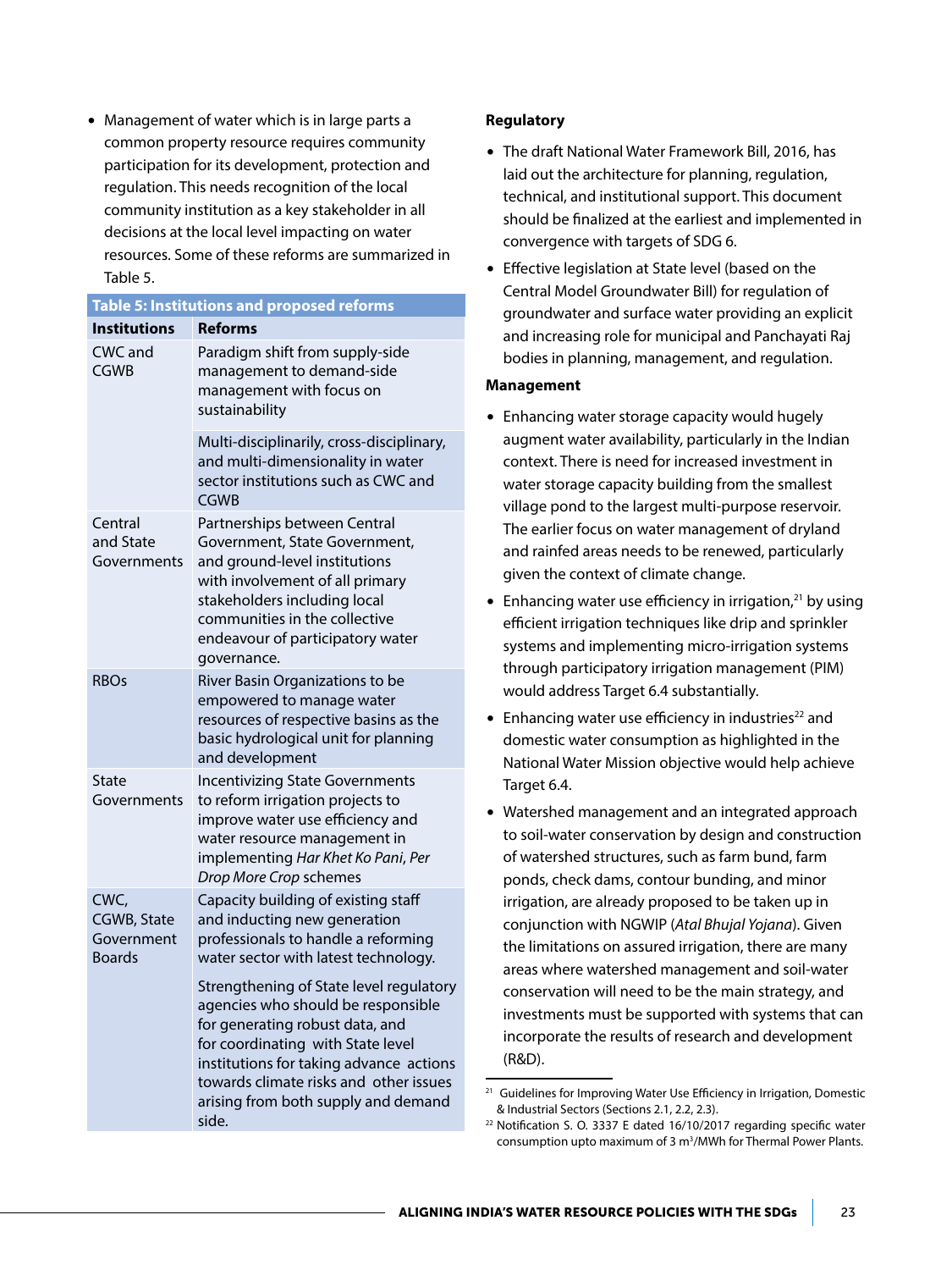- Management of water which is in large parts a common property resource requires community participation for its development, protection and regulation. This needs recognition of the local community institution as a key stakeholder in all decisions at the local level impacting on water resources. Some of these reforms are summarized in Table 5.

**Table 5: Institutions and proposed reforms**

| Institutions | Reforms |
|---|---|
| CWC and CGWB | Paradigm shift from supply-side management to demand-side management with focus on sustainability |
| | Multi-disciplinarily, cross-disciplinary, and multi-dimensionality in water sector institutions such as CWC and CGWB |
| Central and State Governments | Partnerships between Central Government, State Government, and ground-level institutions with involvement of all primary stakeholders including local communities in the collective endeavour of participatory water governance. |
| RBOs | River Basin Organizations to be empowered to manage water resources of respective basins as the basic hydrological unit for planning and development |
| State Governments | Incentivizing State Governments to reform irrigation projects to improve water use efficiency and water resource management in implementing *Har Khet Ko Pani*, *Per Drop More Crop* schemes |
| CWC, CGWB, State Government Boards | Capacity building of existing staff and inducting new generation professionals to handle a reforming water sector with latest technology. |
| | Strengthening of State level regulatory agencies who should be responsible for generating robust data, and for coordinating with State level institutions for taking advance actions towards climate risks and other issues arising from both supply and demand side. |

**Regulatory**

- The draft National Water Framework Bill, 2016, has laid out the architecture for planning, regulation, technical, and institutional support. This document should be finalized at the earliest and implemented in convergence with targets of SDG 6.
- Effective legislation at State level (based on the Central Model Groundwater Bill) for regulation of groundwater and surface water providing an explicit and increasing role for municipal and Panchayati Raj bodies in planning, management, and regulation.

**Management**

- Enhancing water storage capacity would hugely augment water availability, particularly in the Indian context. There is need for increased investment in water storage capacity building from the smallest village pond to the largest multi-purpose reservoir. The earlier focus on water management of dryland and rainfed areas needs to be renewed, particularly given the context of climate change.
- Enhancing water use efficiency in irrigation,[21] by using efficient irrigation techniques like drip and sprinkler systems and implementing micro-irrigation systems through participatory irrigation management (PIM) would address Target 6.4 substantially.
- Enhancing water use efficiency in industries[22] and domestic water consumption as highlighted in the National Water Mission objective would help achieve Target 6.4.
- Watershed management and an integrated approach to soil-water conservation by design and construction of watershed structures, such as farm bund, farm ponds, check dams, contour bunding, and minor irrigation, are already proposed to be taken up in conjunction with NGWIP (*Atal Bhujal Yojana*). Given the limitations on assured irrigation, there are many areas where watershed management and soil-water conservation will need to be the main strategy, and investments must be supported with systems that can incorporate the results of research and development (R&D).

---

[21] Guidelines for Improving Water Use Efficiency in Irrigation, Domestic & Industrial Sectors (Sections 2.1, 2.2, 2.3).

[22] Notification S. O. 3337 E dated 16/10/2017 regarding specific water consumption upto maximum of 3 $m^3$/MWh for Thermal Power Plants.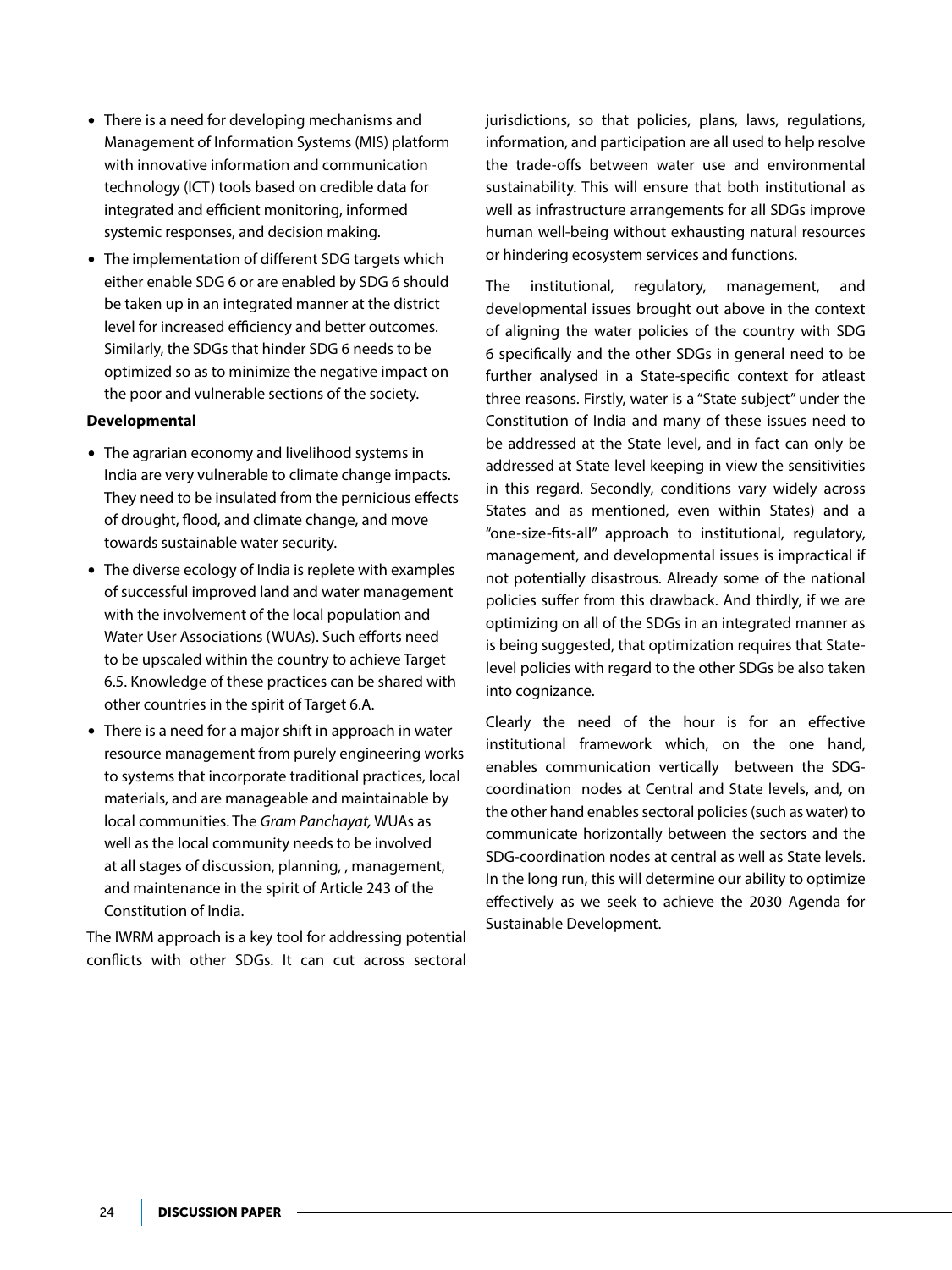- There is a need for developing mechanisms and Management of Information Systems (MIS) platform with innovative information and communication technology (ICT) tools based on credible data for integrated and efficient monitoring, informed systemic responses, and decision making.
- The implementation of different SDG targets which either enable SDG 6 or are enabled by SDG 6 should be taken up in an integrated manner at the district level for increased efficiency and better outcomes. Similarly, the SDGs that hinder SDG 6 needs to be optimized so as to minimize the negative impact on the poor and vulnerable sections of the society.

**Developmental**

- The agrarian economy and livelihood systems in India are very vulnerable to climate change impacts. They need to be insulated from the pernicious effects of drought, flood, and climate change, and move towards sustainable water security.
- The diverse ecology of India is replete with examples of successful improved land and water management with the involvement of the local population and Water User Associations (WUAs). Such efforts need to be upscaled within the country to achieve Target 6.5. Knowledge of these practices can be shared with other countries in the spirit of Target 6.A.
- There is a need for a major shift in approach in water resource management from purely engineering works to systems that incorporate traditional practices, local materials, and are manageable and maintainable by local communities. The *Gram Panchayat,* WUAs as well as the local community needs to be involved at all stages of discussion, planning, , management, and maintenance in the spirit of Article 243 of the Constitution of India.

The IWRM approach is a key tool for addressing potential conflicts with other SDGs. It can cut across sectoral jurisdictions, so that policies, plans, laws, regulations, information, and participation are all used to help resolve the trade-offs between water use and environmental sustainability. This will ensure that both institutional as well as infrastructure arrangements for all SDGs improve human well-being without exhausting natural resources or hindering ecosystem services and functions.

The institutional, regulatory, management, and developmental issues brought out above in the context of aligning the water policies of the country with SDG 6 specifically and the other SDGs in general need to be further analysed in a State-specific context for atleast three reasons. Firstly, water is a "State subject" under the Constitution of India and many of these issues need to be addressed at the State level, and in fact can only be addressed at State level keeping in view the sensitivities in this regard. Secondly, conditions vary widely across States and as mentioned, even within States) and a "one-size-fits-all" approach to institutional, regulatory, management, and developmental issues is impractical if not potentially disastrous. Already some of the national policies suffer from this drawback. And thirdly, if we are optimizing on all of the SDGs in an integrated manner as is being suggested, that optimization requires that State-level policies with regard to the other SDGs be also taken into cognizance.

Clearly the need of the hour is for an effective institutional framework which, on the one hand, enables communication vertically between the SDG-coordination nodes at Central and State levels, and, on the other hand enables sectoral policies (such as water) to communicate horizontally between the sectors and the SDG-coordination nodes at central as well as State levels. In the long run, this will determine our ability to optimize effectively as we seek to achieve the 2030 Agenda for Sustainable Development.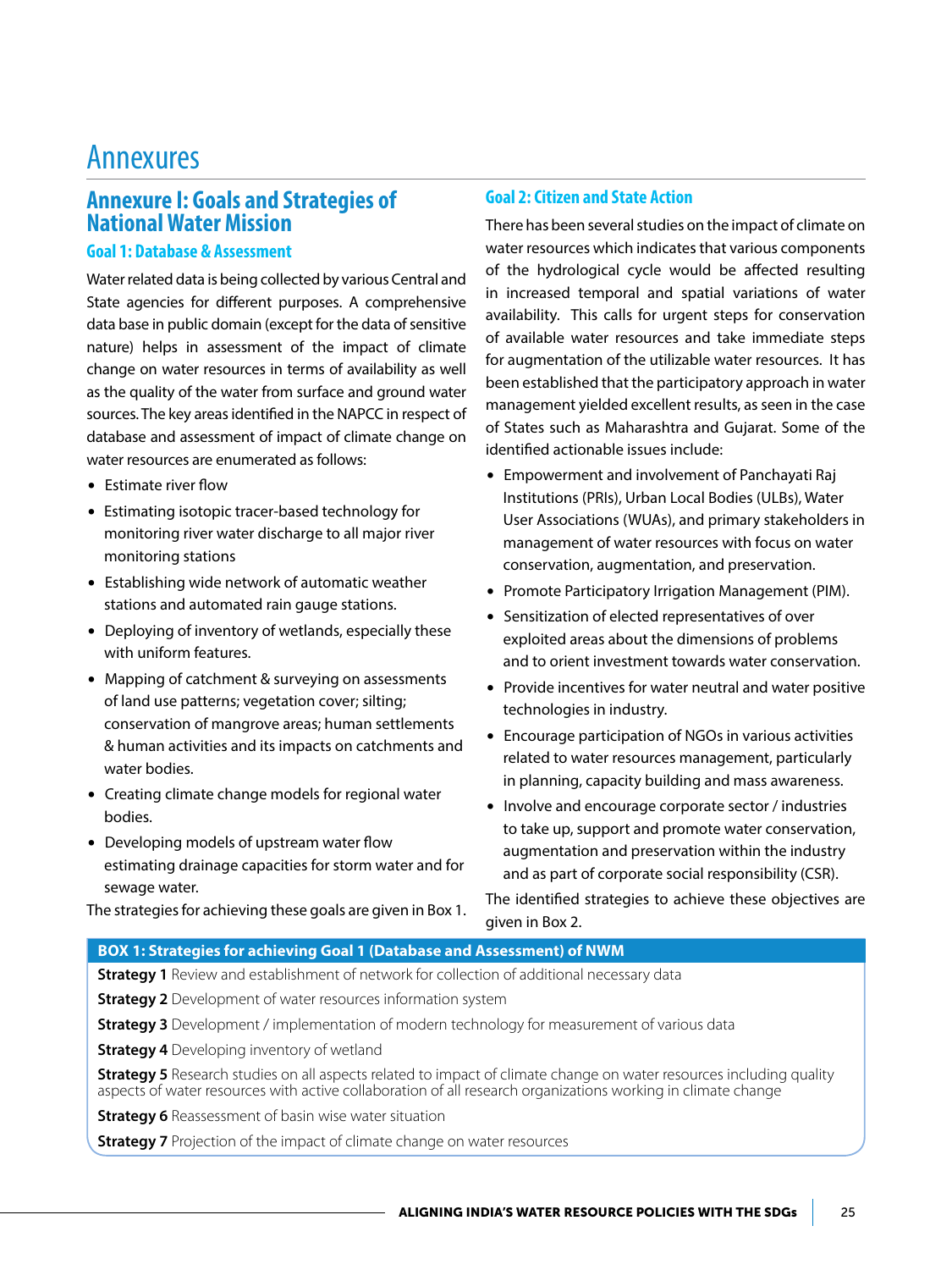# Annexures

## Annexure I: Goals and Strategies of National Water Mission

### Goal 1: Database & Assessment

Water related data is being collected by various Central and State agencies for different purposes. A comprehensive data base in public domain (except for the data of sensitive nature) helps in assessment of the impact of climate change on water resources in terms of availability as well as the quality of the water from surface and ground water sources. The key areas identified in the NAPCC in respect of database and assessment of impact of climate change on water resources are enumerated as follows:

- Estimate river flow
- Estimating isotopic tracer-based technology for monitoring river water discharge to all major river monitoring stations
- Establishing wide network of automatic weather stations and automated rain gauge stations.
- Deploying of inventory of wetlands, especially these with uniform features.
- Mapping of catchment & surveying on assessments of land use patterns; vegetation cover; silting; conservation of mangrove areas; human settlements & human activities and its impacts on catchments and water bodies.
- Creating climate change models for regional water bodies.
- Developing models of upstream water flow estimating drainage capacities for storm water and for sewage water.

The strategies for achieving these goals are given in Box 1.

### Goal 2: Citizen and State Action

There has been several studies on the impact of climate on water resources which indicates that various components of the hydrological cycle would be affected resulting in increased temporal and spatial variations of water availability. This calls for urgent steps for conservation of available water resources and take immediate steps for augmentation of the utilizable water resources. It has been established that the participatory approach in water management yielded excellent results, as seen in the case of States such as Maharashtra and Gujarat. Some of the identified actionable issues include:

- Empowerment and involvement of Panchayati Raj Institutions (PRIs), Urban Local Bodies (ULBs), Water User Associations (WUAs), and primary stakeholders in management of water resources with focus on water conservation, augmentation, and preservation.
- Promote Participatory Irrigation Management (PIM).
- Sensitization of elected representatives of over exploited areas about the dimensions of problems and to orient investment towards water conservation.
- Provide incentives for water neutral and water positive technologies in industry.
- Encourage participation of NGOs in various activities related to water resources management, particularly in planning, capacity building and mass awareness.
- Involve and encourage corporate sector / industries to take up, support and promote water conservation, augmentation and preservation within the industry and as part of corporate social responsibility (CSR).

The identified strategies to achieve these objectives are given in Box 2.

**BOX 1: Strategies for achieving Goal 1 (Database and Assessment) of NWM**

**Strategy 1** Review and establishment of network for collection of additional necessary data

**Strategy 2** Development of water resources information system

**Strategy 3** Development / implementation of modern technology for measurement of various data

**Strategy 4** Developing inventory of wetland

**Strategy 5** Research studies on all aspects related to impact of climate change on water resources including quality aspects of water resources with active collaboration of all research organizations working in climate change

**Strategy 6** Reassessment of basin wise water situation

**Strategy 7** Projection of the impact of climate change on water resources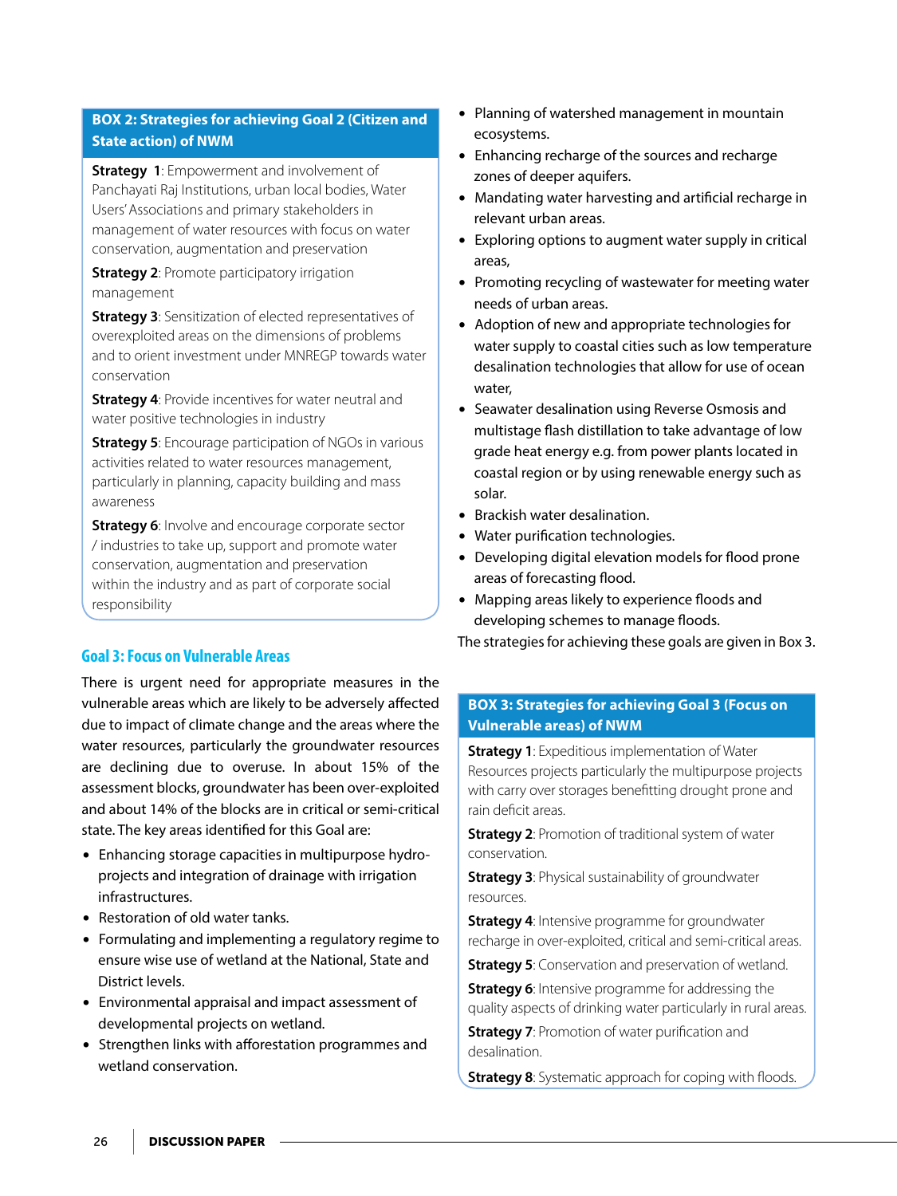**BOX 2: Strategies for achieving Goal 2 (Citizen and State action) of NWM**

**Strategy 1**: Empowerment and involvement of Panchayati Raj Institutions, urban local bodies, Water Users' Associations and primary stakeholders in management of water resources with focus on water conservation, augmentation and preservation

**Strategy 2**: Promote participatory irrigation management

**Strategy 3**: Sensitization of elected representatives of overexploited areas on the dimensions of problems and to orient investment under MNREGP towards water conservation

**Strategy 4**: Provide incentives for water neutral and water positive technologies in industry

**Strategy 5**: Encourage participation of NGOs in various activities related to water resources management, particularly in planning, capacity building and mass awareness

**Strategy 6**: Involve and encourage corporate sector / industries to take up, support and promote water conservation, augmentation and preservation within the industry and as part of corporate social responsibility

## Goal 3: Focus on Vulnerable Areas

There is urgent need for appropriate measures in the vulnerable areas which are likely to be adversely affected due to impact of climate change and the areas where the water resources, particularly the groundwater resources are declining due to overuse. In about 15% of the assessment blocks, groundwater has been over-exploited and about 14% of the blocks are in critical or semi-critical state. The key areas identified for this Goal are:

- Enhancing storage capacities in multipurpose hydro-projects and integration of drainage with irrigation infrastructures.
- Restoration of old water tanks.
- Formulating and implementing a regulatory regime to ensure wise use of wetland at the National, State and District levels.
- Environmental appraisal and impact assessment of developmental projects on wetland.
- Strengthen links with afforestation programmes and wetland conservation.
- Planning of watershed management in mountain ecosystems.
- Enhancing recharge of the sources and recharge zones of deeper aquifers.
- Mandating water harvesting and artificial recharge in relevant urban areas.
- Exploring options to augment water supply in critical areas,
- Promoting recycling of wastewater for meeting water needs of urban areas.
- Adoption of new and appropriate technologies for water supply to coastal cities such as low temperature desalination technologies that allow for use of ocean water,
- Seawater desalination using Reverse Osmosis and multistage flash distillation to take advantage of low grade heat energy e.g. from power plants located in coastal region or by using renewable energy such as solar.
- Brackish water desalination.
- Water purification technologies.
- Developing digital elevation models for flood prone areas of forecasting flood.
- Mapping areas likely to experience floods and developing schemes to manage floods.

The strategies for achieving these goals are given in Box 3.

**BOX 3: Strategies for achieving Goal 3 (Focus on Vulnerable areas) of NWM**

**Strategy 1**: Expeditious implementation of Water Resources projects particularly the multipurpose projects with carry over storages benefitting drought prone and rain deficit areas.

**Strategy 2**: Promotion of traditional system of water conservation.

**Strategy 3**: Physical sustainability of groundwater resources.

**Strategy 4**: Intensive programme for groundwater recharge in over-exploited, critical and semi-critical areas.

**Strategy 5**: Conservation and preservation of wetland.

**Strategy 6**: Intensive programme for addressing the quality aspects of drinking water particularly in rural areas.

**Strategy 7**: Promotion of water purification and desalination.

**Strategy 8**: Systematic approach for coping with floods.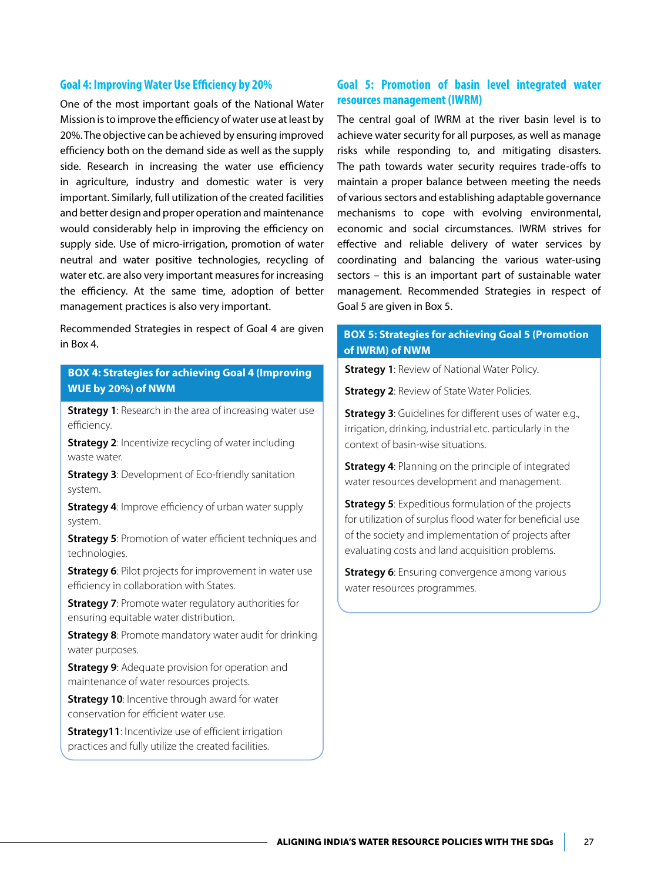## Goal 4: Improving Water Use Efficiency by 20%

One of the most important goals of the National Water Mission is to improve the efficiency of water use at least by 20%. The objective can be achieved by ensuring improved efficiency both on the demand side as well as the supply side. Research in increasing the water use efficiency in agriculture, industry and domestic water is very important. Similarly, full utilization of the created facilities and better design and proper operation and maintenance would considerably help in improving the efficiency on supply side. Use of micro-irrigation, promotion of water neutral and water positive technologies, recycling of water etc. are also very important measures for increasing the efficiency. At the same time, adoption of better management practices is also very important.

Recommended Strategies in respect of Goal 4 are given in Box 4.

**BOX 4: Strategies for achieving Goal 4 (Improving WUE by 20%) of NWM**

**Strategy 1**: Research in the area of increasing water use efficiency.

**Strategy 2**: Incentivize recycling of water including waste water.

**Strategy 3**: Development of Eco-friendly sanitation system.

**Strategy 4**: Improve efficiency of urban water supply system.

**Strategy 5**: Promotion of water efficient techniques and technologies.

**Strategy 6**: Pilot projects for improvement in water use efficiency in collaboration with States.

**Strategy 7**: Promote water regulatory authorities for ensuring equitable water distribution.

**Strategy 8**: Promote mandatory water audit for drinking water purposes.

**Strategy 9**: Adequate provision for operation and maintenance of water resources projects.

**Strategy 10**: Incentive through award for water conservation for efficient water use.

**Strategy11**: Incentivize use of efficient irrigation practices and fully utilize the created facilities.

## Goal 5: Promotion of basin level integrated water resources management (IWRM)

The central goal of IWRM at the river basin level is to achieve water security for all purposes, as well as manage risks while responding to, and mitigating disasters. The path towards water security requires trade-offs to maintain a proper balance between meeting the needs of various sectors and establishing adaptable governance mechanisms to cope with evolving environmental, economic and social circumstances. IWRM strives for effective and reliable delivery of water services by coordinating and balancing the various water-using sectors – this is an important part of sustainable water management. Recommended Strategies in respect of Goal 5 are given in Box 5.

**BOX 5: Strategies for achieving Goal 5 (Promotion of IWRM) of NWM**

**Strategy 1**: Review of National Water Policy.

**Strategy 2**: Review of State Water Policies.

**Strategy 3**: Guidelines for different uses of water e.g., irrigation, drinking, industrial etc. particularly in the context of basin-wise situations.

**Strategy 4**: Planning on the principle of integrated water resources development and management.

**Strategy 5**: Expeditious formulation of the projects for utilization of surplus flood water for beneficial use of the society and implementation of projects after evaluating costs and land acquisition problems.

**Strategy 6**: Ensuring convergence among various water resources programmes.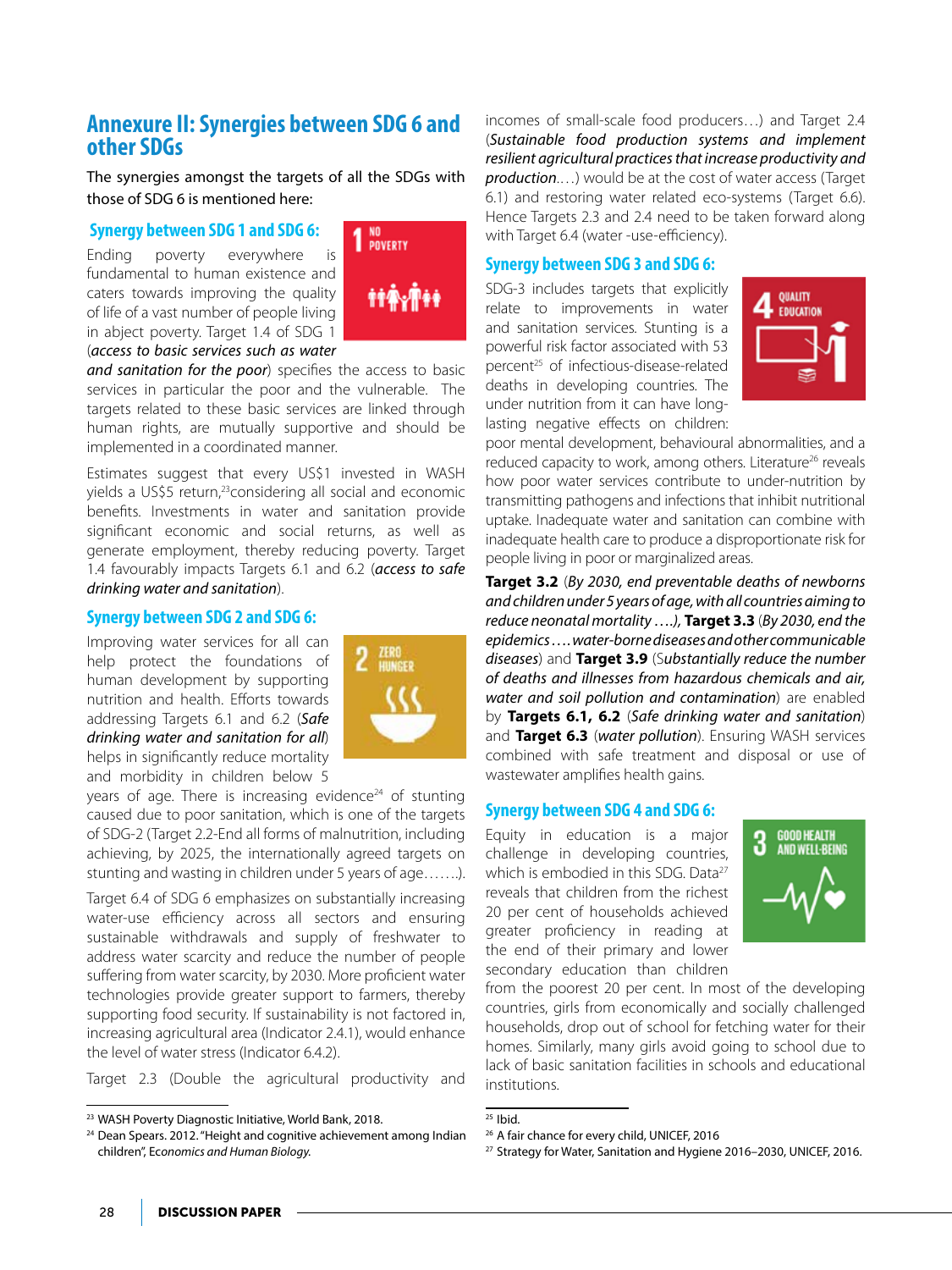## Annexure II: Synergies between SDG 6 and other SDGs

The synergies amongst the targets of all the SDGs with those of SDG 6 is mentioned here:

### Synergy between SDG 1 and SDG 6:

Ending poverty everywhere is fundamental to human existence and caters towards improving the quality of life of a vast number of people living in abject poverty. Target 1.4 of SDG 1 (*access to basic services such as water and sanitation for the poor*) specifies the access to basic services in particular the poor and the vulnerable. The targets related to these basic services are linked through human rights, are mutually supportive and should be implemented in a coordinated manner.

Estimates suggest that every US$1 invested in WASH yields a US$5 return,[23]considering all social and economic benefits. Investments in water and sanitation provide significant economic and social returns, as well as generate employment, thereby reducing poverty. Target 1.4 favourably impacts Targets 6.1 and 6.2 (*access to safe drinking water and sanitation*).

### Synergy between SDG 2 and SDG 6:

Improving water services for all can help protect the foundations of human development by supporting nutrition and health. Efforts towards addressing Targets 6.1 and 6.2 (*Safe drinking water and sanitation for all*) helps in significantly reduce mortality and morbidity in children below 5 years of age. There is increasing evidence[24] of stunting caused due to poor sanitation, which is one of the targets of SDG-2 (Target 2.2-End all forms of malnutrition, including achieving, by 2025, the internationally agreed targets on stunting and wasting in children under 5 years of age…….).

Target 6.4 of SDG 6 emphasizes on substantially increasing water-use efficiency across all sectors and ensuring sustainable withdrawals and supply of freshwater to address water scarcity and reduce the number of people suffering from water scarcity, by 2030. More proficient water technologies provide greater support to farmers, thereby supporting food security. If sustainability is not factored in, increasing agricultural area (Indicator 2.4.1), would enhance the level of water stress (Indicator 6.4.2).

Target 2.3 (Double the agricultural productivity and incomes of small-scale food producers…) and Target 2.4 (*Sustainable food production systems and implement resilient agricultural practices that increase productivity and production*….) would be at the cost of water access (Target 6.1) and restoring water related eco-systems (Target 6.6). Hence Targets 2.3 and 2.4 need to be taken forward along with Target 6.4 (water -use-efficiency).

### Synergy between SDG 3 and SDG 6:

SDG-3 includes targets that explicitly relate to improvements in water and sanitation services. Stunting is a powerful risk factor associated with 53 percent[25] of infectious-disease-related deaths in developing countries. The under nutrition from it can have long-lasting negative effects on children: poor mental development, behavioural abnormalities, and a reduced capacity to work, among others. Literature[26] reveals how poor water services contribute to under-nutrition by transmitting pathogens and infections that inhibit nutritional uptake. Inadequate water and sanitation can combine with inadequate health care to produce a disproportionate risk for people living in poor or marginalized areas.

**Target 3.2** (*By 2030, end preventable deaths of newborns and children under 5 years of age, with all countries aiming to reduce neonatal mortality ….),* **Target 3.3** (*By 2030, end the epidemics….water-borne diseases and other communicable diseases*) and **Target 3.9** (S*ubstantially reduce the number of deaths and illnesses from hazardous chemicals and air, water and soil pollution and contamination*) are enabled by **Targets 6.1, 6.2** (*Safe drinking water and sanitation*) and **Target 6.3** (*water pollution*). Ensuring WASH services combined with safe treatment and disposal or use of wastewater amplifies health gains.

### Synergy between SDG 4 and SDG 6:

Equity in education is a major challenge in developing countries, which is embodied in this SDG. Data[27] reveals that children from the richest 20 per cent of households achieved greater proficiency in reading at the end of their primary and lower secondary education than children from the poorest 20 per cent. In most of the developing countries, girls from economically and socially challenged households, drop out of school for fetching water for their homes. Similarly, many girls avoid going to school due to lack of basic sanitation facilities in schools and educational institutions.

---

[23] WASH Poverty Diagnostic Initiative, World Bank, 2018.

[24] Dean Spears. 2012. "Height and cognitive achievement among Indian children", E*conomics and Human Biology.*

[25] Ibid.

[26] A fair chance for every child, UNICEF, 2016

[27] Strategy for Water, Sanitation and Hygiene 2016–2030, UNICEF, 2016.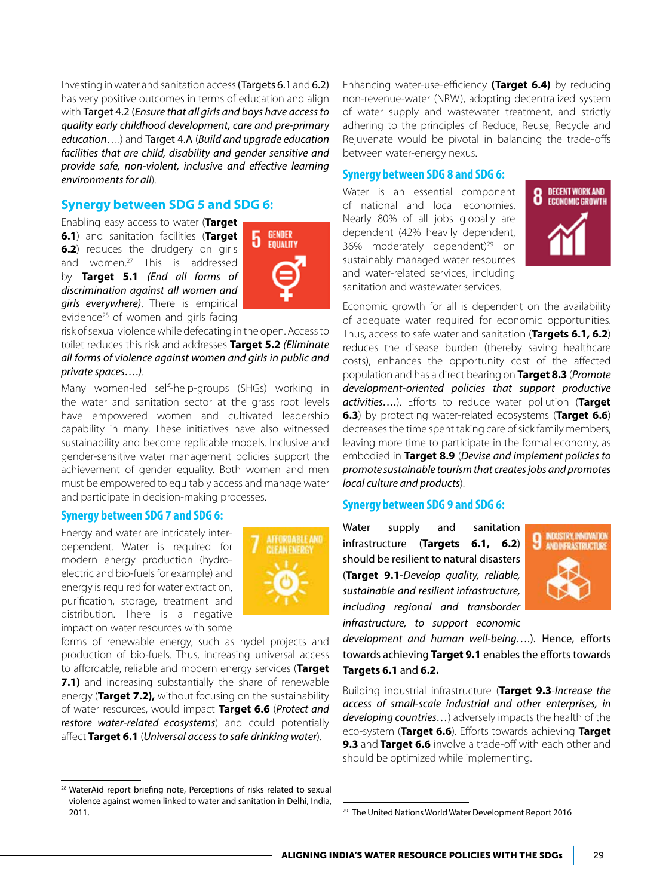Investing in water and sanitation access (Targets 6.1 and 6.2) has very positive outcomes in terms of education and align with Target 4.2 (*Ensure that all girls and boys have access to quality early childhood development, care and pre-primary education*….) and Target 4.A (*Build and upgrade education facilities that are child, disability and gender sensitive and provide safe, non-violent, inclusive and effective learning environments for all*).

## Synergy between SDG 5 and SDG 6:

Enabling easy access to water (**Target 6.1**) and sanitation facilities (**Target 6.2**) reduces the drudgery on girls and women.[27] This is addressed by **Target 5.1** *(End all forms of discrimination against all women and girls everywhere)*. There is empirical evidence[28] of women and girls facing risk of sexual violence while defecating in the open. Access to toilet reduces this risk and addresses **Target 5.2** *(Eliminate all forms of violence against women and girls in public and private spaces….)*.

Many women-led self-help-groups (SHGs) working in the water and sanitation sector at the grass root levels have empowered women and cultivated leadership capability in many. These initiatives have also witnessed sustainability and become replicable models. Inclusive and gender-sensitive water management policies support the achievement of gender equality. Both women and men must be empowered to equitably access and manage water and participate in decision-making processes.

## Synergy between SDG 7 and SDG 6:

Energy and water are intricately inter-dependent. Water is required for modern energy production (hydro-electric and bio-fuels for example) and energy is required for water extraction, purification, storage, treatment and distribution. There is a negative impact on water resources with some forms of renewable energy, such as hydel projects and production of bio-fuels. Thus, increasing universal access to affordable, reliable and modern energy services (**Target 7.1**) and increasing substantially the share of renewable energy (**Target 7.2),** without focusing on the sustainability of water resources, would impact **Target 6.6** (*Protect and restore water-related ecosystems*) and could potentially affect **Target 6.1** (*Universal access to safe drinking water*).

Enhancing water-use-efficiency **(Target 6.4)** by reducing non-revenue-water (NRW), adopting decentralized system of water supply and wastewater treatment, and strictly adhering to the principles of Reduce, Reuse, Recycle and Rejuvenate would be pivotal in balancing the trade-offs between water-energy nexus.

## Synergy between SDG 8 and SDG 6:

Water is an essential component of national and local economies. Nearly 80% of all jobs globally are dependent (42% heavily dependent, 36% moderately dependent)[29] on sustainably managed water resources and water-related services, including sanitation and wastewater services.

Economic growth for all is dependent on the availability of adequate water required for economic opportunities. Thus, access to safe water and sanitation (**Targets 6.1, 6.2**) reduces the disease burden (thereby saving healthcare costs), enhances the opportunity cost of the affected population and has a direct bearing on **Target 8.3** (*Promote development-oriented policies that support productive activities*….). Efforts to reduce water pollution (**Target 6.3**) by protecting water-related ecosystems (**Target 6.6**) decreases the time spent taking care of sick family members, leaving more time to participate in the formal economy, as embodied in **Target 8.9** (*Devise and implement policies to promote sustainable tourism that creates jobs and promotes local culture and products*).

## Synergy between SDG 9 and SDG 6:

Water supply and sanitation infrastructure (**Targets 6.1, 6.2**) should be resilient to natural disasters (**Target 9.1**-*Develop quality, reliable, sustainable and resilient infrastructure, including regional and transborder infrastructure, to support economic development and human well-being*….). Hence, efforts towards achieving **Target 9.1** enables the efforts towards **Targets 6.1** and **6.2.**

Building industrial infrastructure (**Target 9.3**-*Increase the access of small-scale industrial and other enterprises, in developing countries*…) adversely impacts the health of the eco-system (**Target 6.6**). Efforts towards achieving **Target 9.3** and **Target 6.6** involve a trade-off with each other and should be optimized while implementing.

---

[28] WaterAid report briefing note, Perceptions of risks related to sexual violence against women linked to water and sanitation in Delhi, India, 2011.

[29] The United Nations World Water Development Report 2016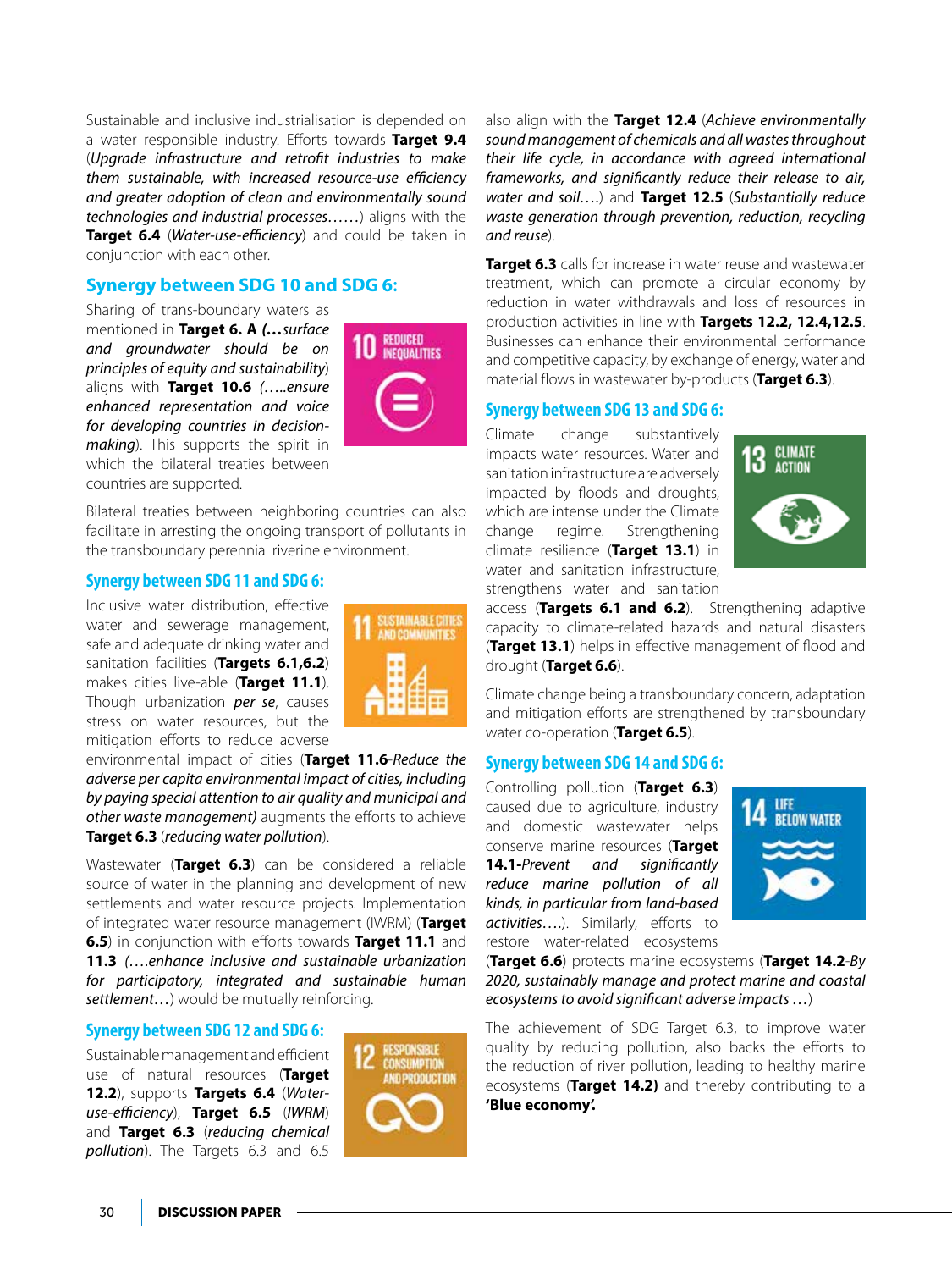Sustainable and inclusive industrialisation is depended on a water responsible industry. Efforts towards **Target 9.4** (*Upgrade infrastructure and retrofit industries to make them sustainable, with increased resource-use efficiency and greater adoption of clean and environmentally sound technologies and industrial processes……*) aligns with the **Target 6.4** (*Water-use-efficiency*) and could be taken in conjunction with each other.

## Synergy between SDG 10 and SDG 6:

Sharing of trans-boundary waters as mentioned in **Target 6. A** ***(…surface and groundwater should be on principles of equity and sustainability*)** aligns with **Target 10.6** *(…..ensure enhanced representation and voice for developing countries in decision-making*). This supports the spirit in which the bilateral treaties between countries are supported.

Bilateral treaties between neighboring countries can also facilitate in arresting the ongoing transport of pollutants in the transboundary perennial riverine environment.

## Synergy between SDG 11 and SDG 6:

Inclusive water distribution, effective water and sewerage management, safe and adequate drinking water and sanitation facilities (**Targets 6.1,6.2**) makes cities live-able (**Target 11.1**). Though urbanization *per se*, causes stress on water resources, but the mitigation efforts to reduce adverse environmental impact of cities (**Target 11.6**-*Reduce the adverse per capita environmental impact of cities, including by paying special attention to air quality and municipal and other waste management)* augments the efforts to achieve **Target 6.3** (*reducing water pollution*).

Wastewater (**Target 6.3**) can be considered a reliable source of water in the planning and development of new settlements and water resource projects. Implementation of integrated water resource management (IWRM) (**Target 6.5**) in conjunction with efforts towards **Target 11.1** and **11.3** *(….enhance inclusive and sustainable urbanization for participatory, integrated and sustainable human settlement…*) would be mutually reinforcing.

## Synergy between SDG 12 and SDG 6:

Sustainable management and efficient use of natural resources (**Target 12.2**), supports **Targets 6.4** (*Water-use-efficiency*), **Target 6.5** (*IWRM*) and **Target 6.3** (*reducing chemical pollution*). The Targets 6.3 and 6.5 also align with the **Target 12.4** (*Achieve environmentally sound management of chemicals and all wastes throughout their life cycle, in accordance with agreed international frameworks, and significantly reduce their release to air, water and soil….*) and **Target 12.5** (*Substantially reduce waste generation through prevention, reduction, recycling and reuse*).

**Target 6.3** calls for increase in water reuse and wastewater treatment, which can promote a circular economy by reduction in water withdrawals and loss of resources in production activities in line with **Targets 12.2, 12.4,12.5**. Businesses can enhance their environmental performance and competitive capacity, by exchange of energy, water and material flows in wastewater by-products (**Target 6.3**).

## Synergy between SDG 13 and SDG 6:

Climate change substantively impacts water resources. Water and sanitation infrastructure are adversely impacted by floods and droughts, which are intense under the Climate change regime. Strengthening climate resilience (**Target 13.1**) in water and sanitation infrastructure, strengthens water and sanitation access (**Targets 6.1 and 6.2**). Strengthening adaptive capacity to climate-related hazards and natural disasters (**Target 13.1**) helps in effective management of flood and drought (**Target 6.6**).

Climate change being a transboundary concern, adaptation and mitigation efforts are strengthened by transboundary water co-operation (**Target 6.5**).

## Synergy between SDG 14 and SDG 6:

Controlling pollution (**Target 6.3**) caused due to agriculture, industry and domestic wastewater helps conserve marine resources (**Target 14.1**-*Prevent and significantly reduce marine pollution of all kinds, in particular from land-based activities….*). Similarly, efforts to restore water-related ecosystems (**Target 6.6**) protects marine ecosystems (**Target 14.2**-*By 2020, sustainably manage and protect marine and coastal ecosystems to avoid significant adverse impacts …*)

The achievement of SDG Target 6.3, to improve water quality by reducing pollution, also backs the efforts to the reduction of river pollution, leading to healthy marine ecosystems (**Target 14.2)** and thereby contributing to a **'Blue economy'.**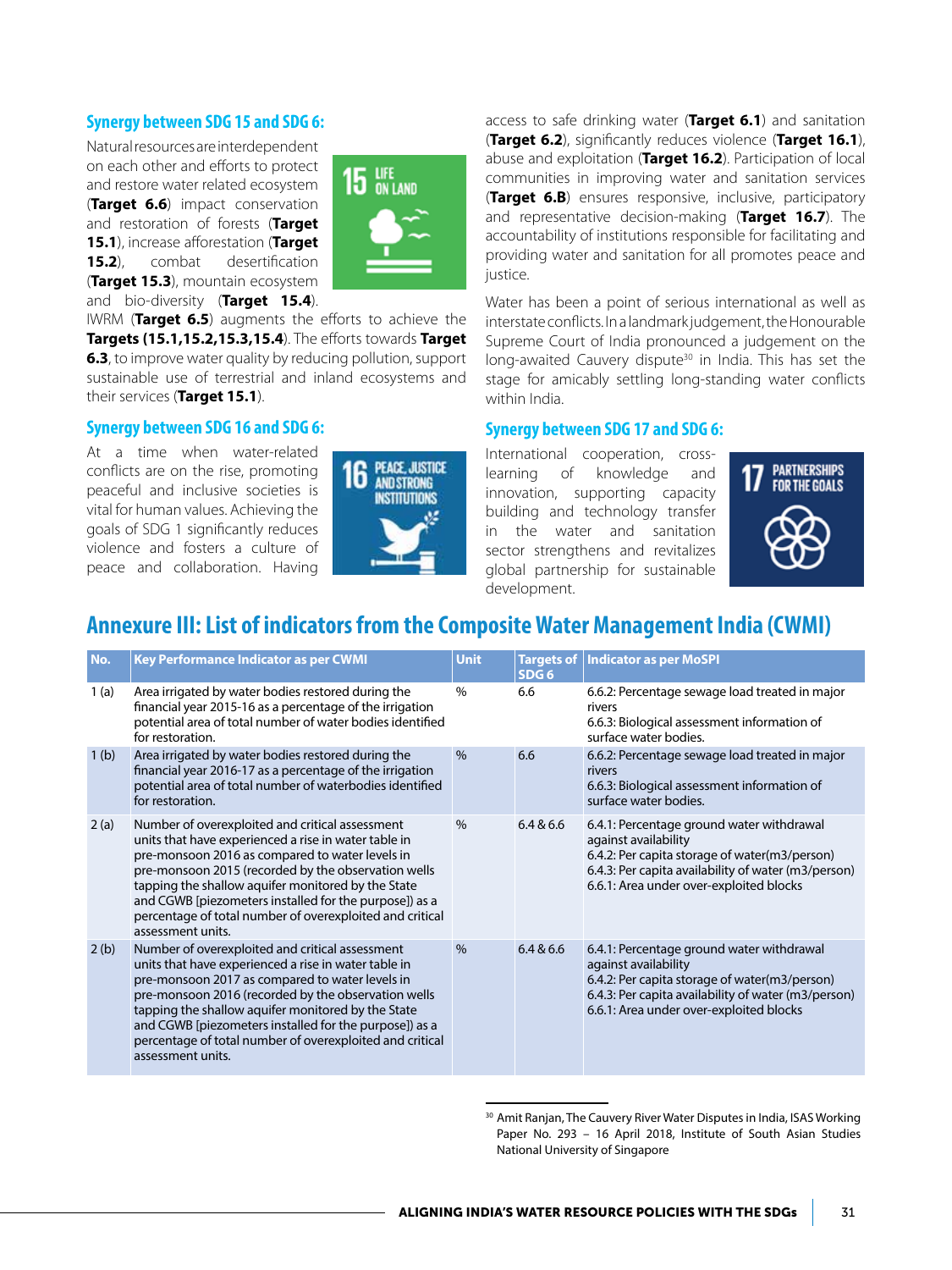### Synergy between SDG 15 and SDG 6:

Natural resources are interdependent on each other and efforts to protect and restore water related ecosystem (**Target 6.6**) impact conservation and restoration of forests (**Target 15.1**), increase afforestation (**Target 15.2**), combat desertification (**Target 15.3**), mountain ecosystem and bio-diversity (**Target 15.4**). IWRM (**Target 6.5**) augments the efforts to achieve the **Targets (15.1,15.2,15.3,15.4)**. The efforts towards **Target 6.3**, to improve water quality by reducing pollution, support sustainable use of terrestrial and inland ecosystems and their services (**Target 15.1**).

### Synergy between SDG 16 and SDG 6:

At a time when water-related conflicts are on the rise, promoting peaceful and inclusive societies is vital for human values. Achieving the goals of SDG 1 significantly reduces violence and fosters a culture of peace and collaboration. Having access to safe drinking water (**Target 6.1**) and sanitation (**Target 6.2**), significantly reduces violence (**Target 16.1**), abuse and exploitation (**Target 16.2**). Participation of local communities in improving water and sanitation services (**Target 6.B**) ensures responsive, inclusive, participatory and representative decision-making (**Target 16.7**). The accountability of institutions responsible for facilitating and providing water and sanitation for all promotes peace and justice.

Water has been a point of serious international as well as interstate conflicts. In a landmark judgement, the Honourable Supreme Court of India pronounced a judgement on the long-awaited Cauvery dispute[30] in India. This has set the stage for amicably settling long-standing water conflicts within India.

### Synergy between SDG 17 and SDG 6:

International cooperation, cross-learning of knowledge and innovation, supporting capacity building and technology transfer in the water and sanitation sector strengthens and revitalizes global partnership for sustainable development.

## Annexure III: List of indicators from the Composite Water Management India (CWMI)

| No. | Key Performance Indicator as per CWMI | Unit | Targets of SDG 6 | Indicator as per MoSPI |
|---|---|---|---|---|
| 1 (a) | Area irrigated by water bodies restored during the financial year 2015-16 as a percentage of the irrigation potential area of total number of water bodies identified for restoration. | % | 6.6 | 6.6.2: Percentage sewage load treated in major rivers<br>6.6.3: Biological assessment information of surface water bodies. |
| 1 (b) | Area irrigated by water bodies restored during the financial year 2016-17 as a percentage of the irrigation potential area of total number of waterbodies identified for restoration. | % | 6.6 | 6.6.2: Percentage sewage load treated in major rivers<br>6.6.3: Biological assessment information of surface water bodies. |
| 2 (a) | Number of overexploited and critical assessment units that have experienced a rise in water table in pre-monsoon 2016 as compared to water levels in pre-monsoon 2015 (recorded by the observation wells tapping the shallow aquifer monitored by the State and CGWB [piezometers installed for the purpose]) as a percentage of total number of overexploited and critical assessment units. | % | 6.4 & 6.6 | 6.4.1: Percentage ground water withdrawal against availability<br>6.4.2: Per capita storage of water(m3/person)<br>6.4.3: Per capita availability of water (m3/person)<br>6.6.1: Area under over-exploited blocks |
| 2 (b) | Number of overexploited and critical assessment units that have experienced a rise in water table in pre-monsoon 2017 as compared to water levels in pre-monsoon 2016 (recorded by the observation wells tapping the shallow aquifer monitored by the State and CGWB [piezometers installed for the purpose]) as a percentage of total number of overexploited and critical assessment units. | % | 6.4 & 6.6 | 6.4.1: Percentage ground water withdrawal against availability<br>6.4.2: Per capita storage of water(m3/person)<br>6.4.3: Per capita availability of water (m3/person)<br>6.6.1: Area under over-exploited blocks |

[30] Amit Ranjan, The Cauvery River Water Disputes in India, ISAS Working Paper No. 293 – 16 April 2018, Institute of South Asian Studies National University of Singapore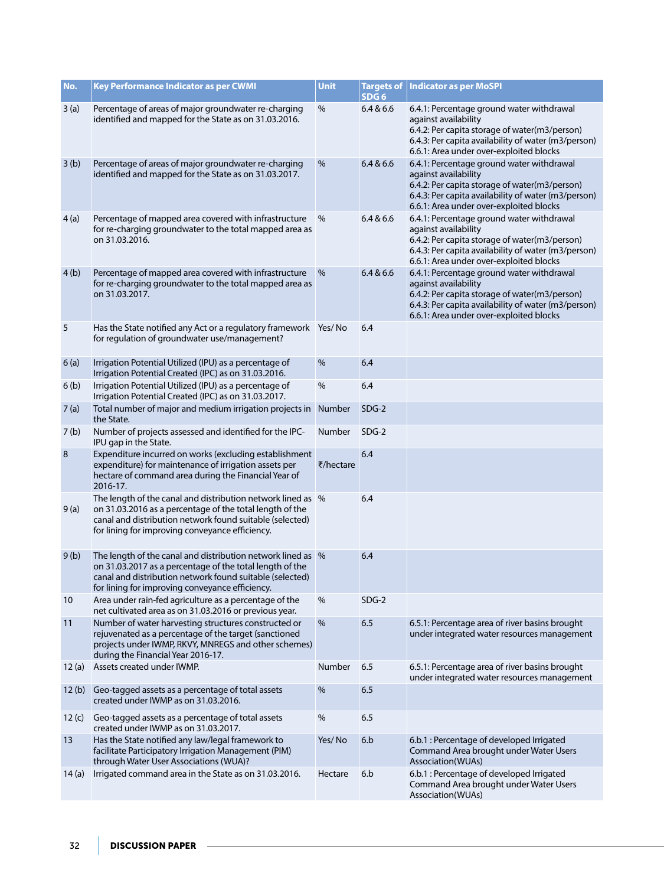| No. | Key Performance Indicator as per CWMI | Unit | Targets of SDG 6 | Indicator as per MoSPI |
|---|---|---|---|---|
| 3 (a) | Percentage of areas of major groundwater re-charging identified and mapped for the State as on 31.03.2016. | % | 6.4 & 6.6 | 6.4.1: Percentage ground water withdrawal against availability<br>6.4.2: Per capita storage of water(m3/person)<br>6.4.3: Per capita availability of water (m3/person)<br>6.6.1: Area under over-exploited blocks |
| 3 (b) | Percentage of areas of major groundwater re-charging identified and mapped for the State as on 31.03.2017. | % | 6.4 & 6.6 | 6.4.1: Percentage ground water withdrawal against availability<br>6.4.2: Per capita storage of water(m3/person)<br>6.4.3: Per capita availability of water (m3/person)<br>6.6.1: Area under over-exploited blocks |
| 4 (a) | Percentage of mapped area covered with infrastructure for re-charging groundwater to the total mapped area as on 31.03.2016. | % | 6.4 & 6.6 | 6.4.1: Percentage ground water withdrawal against availability<br>6.4.2: Per capita storage of water(m3/person)<br>6.4.3: Per capita availability of water (m3/person)<br>6.6.1: Area under over-exploited blocks |
| 4 (b) | Percentage of mapped area covered with infrastructure for re-charging groundwater to the total mapped area as on 31.03.2017. | % | 6.4 & 6.6 | 6.4.1: Percentage ground water withdrawal against availability<br>6.4.2: Per capita storage of water(m3/person)<br>6.4.3: Per capita availability of water (m3/person)<br>6.6.1: Area under over-exploited blocks |
| 5 | Has the State notified any Act or a regulatory framework for regulation of groundwater use/management? | Yes/ No | 6.4 | |
| 6 (a) | Irrigation Potential Utilized (IPU) as a percentage of Irrigation Potential Created (IPC) as on 31.03.2016. | % | 6.4 | |
| 6 (b) | Irrigation Potential Utilized (IPU) as a percentage of Irrigation Potential Created (IPC) as on 31.03.2017. | % | 6.4 | |
| 7 (a) | Total number of major and medium irrigation projects in the State. | Number | SDG-2 | |
| 7 (b) | Number of projects assessed and identified for the IPC-IPU gap in the State. | Number | SDG-2 | |
| 8 | Expenditure incurred on works (excluding establishment expenditure) for maintenance of irrigation assets per hectare of command area during the Financial Year of 2016-17. | ₹/hectare | 6.4 | |
| 9 (a) | The length of the canal and distribution network lined as on 31.03.2016 as a percentage of the total length of the canal and distribution network found suitable (selected) for lining for improving conveyance efficiency. | % | 6.4 | |
| 9 (b) | The length of the canal and distribution network lined as on 31.03.2017 as a percentage of the total length of the canal and distribution network found suitable (selected) for lining for improving conveyance efficiency. | % | 6.4 | |
| 10 | Area under rain-fed agriculture as a percentage of the net cultivated area as on 31.03.2016 or previous year. | % | SDG-2 | |
| 11 | Number of water harvesting structures constructed or rejuvenated as a percentage of the target (sanctioned projects under IWMP, RKVY, MNREGS and other schemes) during the Financial Year 2016-17. | % | 6.5 | 6.5.1: Percentage area of river basins brought under integrated water resources management |
| 12 (a) | Assets created under IWMP. | Number | 6.5 | 6.5.1: Percentage area of river basins brought under integrated water resources management |
| 12 (b) | Geo-tagged assets as a percentage of total assets created under IWMP as on 31.03.2016. | % | 6.5 | |
| 12 (c) | Geo-tagged assets as a percentage of total assets created under IWMP as on 31.03.2017. | % | 6.5 | |
| 13 | Has the State notified any law/legal framework to facilitate Participatory Irrigation Management (PIM) through Water User Associations (WUA)? | Yes/ No | 6.b | 6.b.1 : Percentage of developed Irrigated Command Area brought under Water Users Association(WUAs) |
| 14 (a) | Irrigated command area in the State as on 31.03.2016. | Hectare | 6.b | 6.b.1 : Percentage of developed Irrigated Command Area brought under Water Users Association(WUAs) |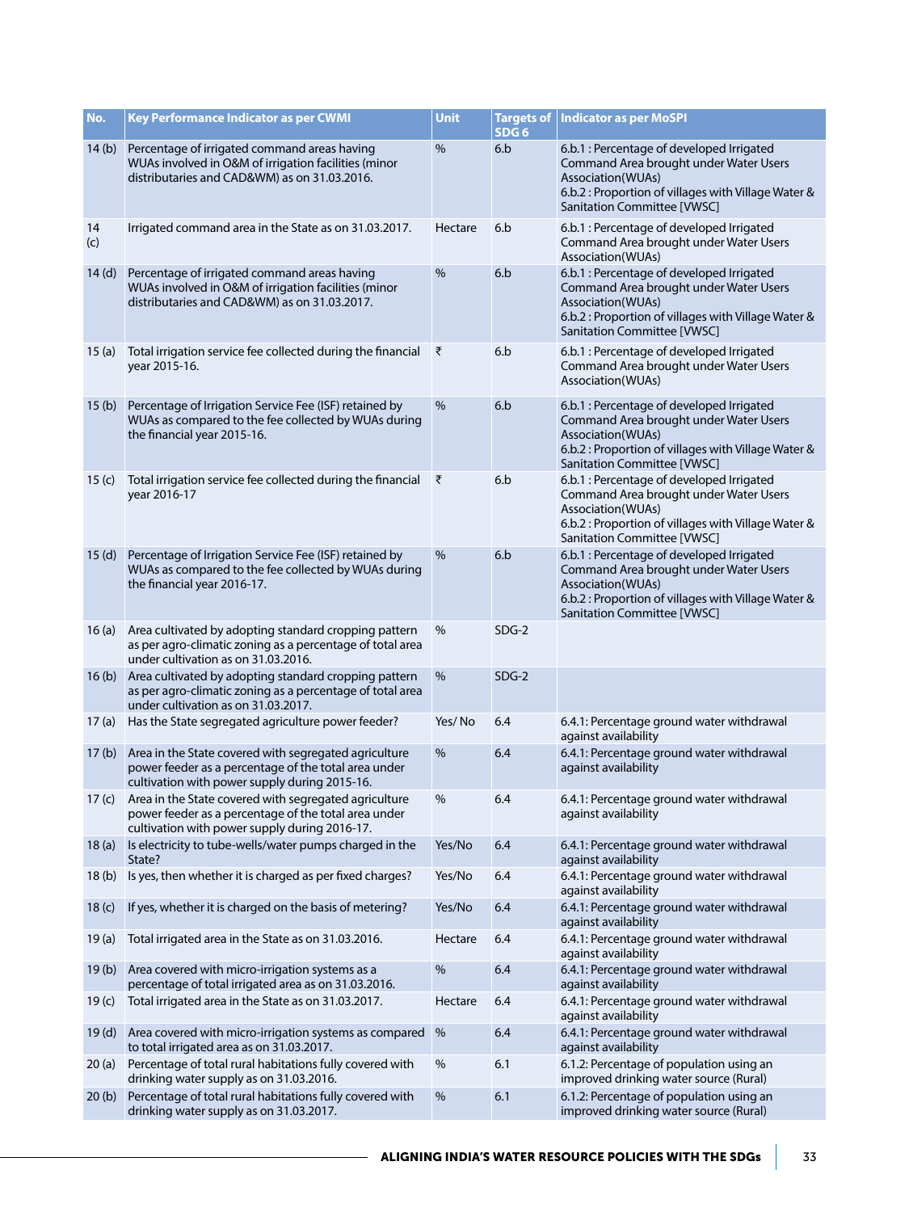| No. | Key Performance Indicator as per CWMI | Unit | Targets of SDG 6 | Indicator as per MoSPI |
|---|---|---|---|---|
| 14 (b) | Percentage of irrigated command areas having WUAs involved in O&M of irrigation facilities (minor distributaries and CAD&WM) as on 31.03.2016. | % | 6.b | 6.b.1 : Percentage of developed Irrigated Command Area brought under Water Users Association(WUAs) 6.b.2 : Proportion of villages with Village Water & Sanitation Committee [VWSC] |
| 14 (c) | Irrigated command area in the State as on 31.03.2017. | Hectare | 6.b | 6.b.1 : Percentage of developed Irrigated Command Area brought under Water Users Association(WUAs) |
| 14 (d) | Percentage of irrigated command areas having WUAs involved in O&M of irrigation facilities (minor distributaries and CAD&WM) as on 31.03.2017. | % | 6.b | 6.b.1 : Percentage of developed Irrigated Command Area brought under Water Users Association(WUAs) 6.b.2 : Proportion of villages with Village Water & Sanitation Committee [VWSC] |
| 15 (a) | Total irrigation service fee collected during the financial year 2015-16. | ₹ | 6.b | 6.b.1 : Percentage of developed Irrigated Command Area brought under Water Users Association(WUAs) |
| 15 (b) | Percentage of Irrigation Service Fee (ISF) retained by WUAs as compared to the fee collected by WUAs during the financial year 2015-16. | % | 6.b | 6.b.1 : Percentage of developed Irrigated Command Area brought under Water Users Association(WUAs) 6.b.2 : Proportion of villages with Village Water & Sanitation Committee [VWSC] |
| 15 (c) | Total irrigation service fee collected during the financial year 2016-17 | ₹ | 6.b | 6.b.1 : Percentage of developed Irrigated Command Area brought under Water Users Association(WUAs) 6.b.2 : Proportion of villages with Village Water & Sanitation Committee [VWSC] |
| 15 (d) | Percentage of Irrigation Service Fee (ISF) retained by WUAs as compared to the fee collected by WUAs during the financial year 2016-17. | % | 6.b | 6.b.1 : Percentage of developed Irrigated Command Area brought under Water Users Association(WUAs) 6.b.2 : Proportion of villages with Village Water & Sanitation Committee [VWSC] |
| 16 (a) | Area cultivated by adopting standard cropping pattern as per agro-climatic zoning as a percentage of total area under cultivation as on 31.03.2016. | % | SDG-2 | |
| 16 (b) | Area cultivated by adopting standard cropping pattern as per agro-climatic zoning as a percentage of total area under cultivation as on 31.03.2017. | % | SDG-2 | |
| 17 (a) | Has the State segregated agriculture power feeder? | Yes/ No | 6.4 | 6.4.1: Percentage ground water withdrawal against availability |
| 17 (b) | Area in the State covered with segregated agriculture power feeder as a percentage of the total area under cultivation with power supply during 2015-16. | % | 6.4 | 6.4.1: Percentage ground water withdrawal against availability |
| 17 (c) | Area in the State covered with segregated agriculture power feeder as a percentage of the total area under cultivation with power supply during 2016-17. | % | 6.4 | 6.4.1: Percentage ground water withdrawal against availability |
| 18 (a) | Is electricity to tube-wells/water pumps charged in the State? | Yes/No | 6.4 | 6.4.1: Percentage ground water withdrawal against availability |
| 18 (b) | Is yes, then whether it is charged as per fixed charges? | Yes/No | 6.4 | 6.4.1: Percentage ground water withdrawal against availability |
| 18 (c) | If yes, whether it is charged on the basis of metering? | Yes/No | 6.4 | 6.4.1: Percentage ground water withdrawal against availability |
| 19 (a) | Total irrigated area in the State as on 31.03.2016. | Hectare | 6.4 | 6.4.1: Percentage ground water withdrawal against availability |
| 19 (b) | Area covered with micro-irrigation systems as a percentage of total irrigated area as on 31.03.2016. | % | 6.4 | 6.4.1: Percentage ground water withdrawal against availability |
| 19 (c) | Total irrigated area in the State as on 31.03.2017. | Hectare | 6.4 | 6.4.1: Percentage ground water withdrawal against availability |
| 19 (d) | Area covered with micro-irrigation systems as compared to total irrigated area as on 31.03.2017. | % | 6.4 | 6.4.1: Percentage ground water withdrawal against availability |
| 20 (a) | Percentage of total rural habitations fully covered with drinking water supply as on 31.03.2016. | % | 6.1 | 6.1.2: Percentage of population using an improved drinking water source (Rural) |
| 20 (b) | Percentage of total rural habitations fully covered with drinking water supply as on 31.03.2017. | % | 6.1 | 6.1.2: Percentage of population using an improved drinking water source (Rural) |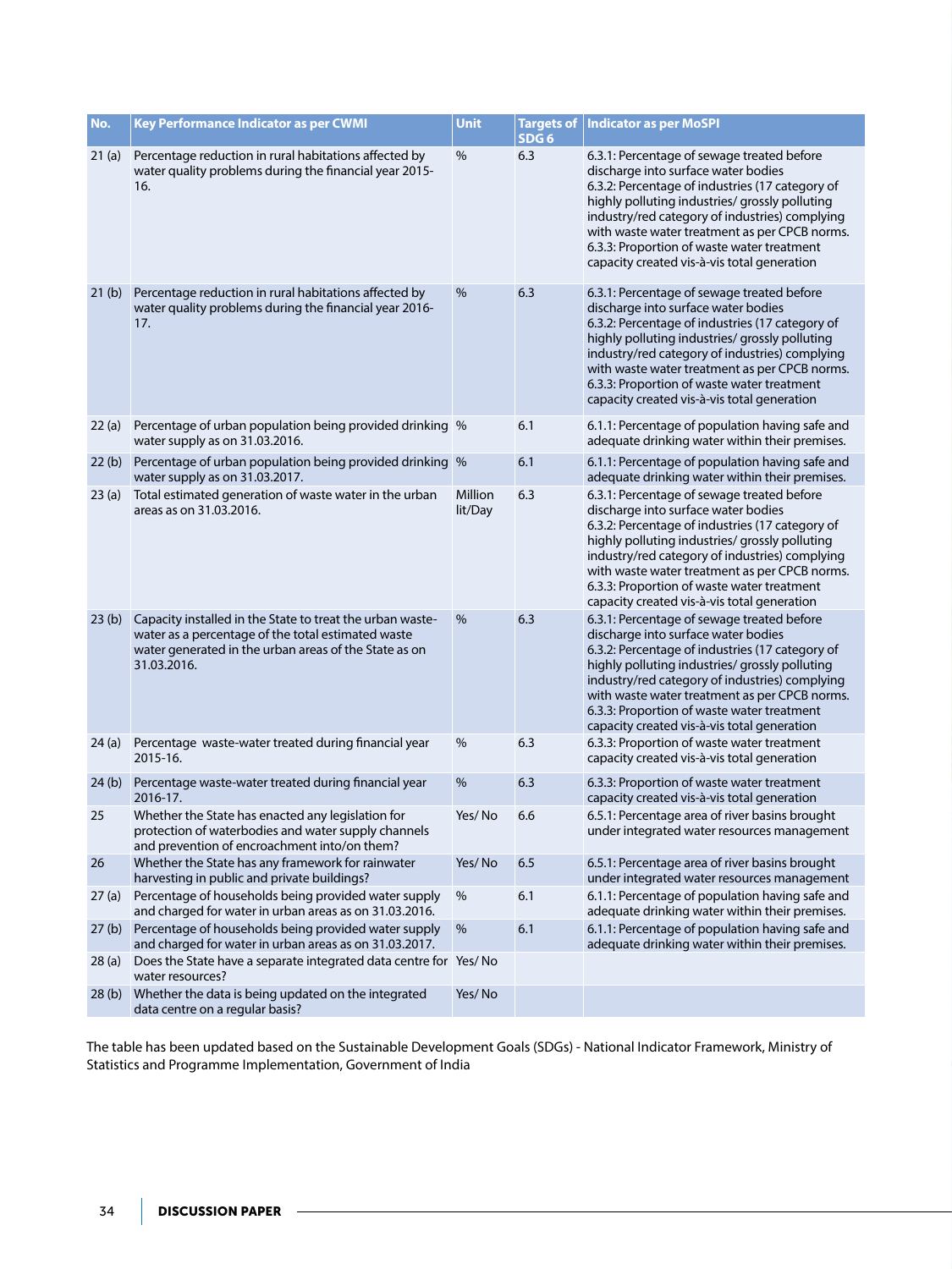| No. | Key Performance Indicator as per CWMI | Unit | Targets of SDG 6 | Indicator as per MoSPI |
|---|---|---|---|---|
| 21 (a) | Percentage reduction in rural habitations affected by water quality problems during the financial year 2015-16. | % | 6.3 | 6.3.1: Percentage of sewage treated before discharge into surface water bodies 6.3.2: Percentage of industries (17 category of highly polluting industries/ grossly polluting industry/red category of industries) complying with waste water treatment as per CPCB norms. 6.3.3: Proportion of waste water treatment capacity created vis-à-vis total generation |
| 21 (b) | Percentage reduction in rural habitations affected by water quality problems during the financial year 2016-17. | % | 6.3 | 6.3.1: Percentage of sewage treated before discharge into surface water bodies 6.3.2: Percentage of industries (17 category of highly polluting industries/ grossly polluting industry/red category of industries) complying with waste water treatment as per CPCB norms. 6.3.3: Proportion of waste water treatment capacity created vis-à-vis total generation |
| 22 (a) | Percentage of urban population being provided drinking water supply as on 31.03.2016. | % | 6.1 | 6.1.1: Percentage of population having safe and adequate drinking water within their premises. |
| 22 (b) | Percentage of urban population being provided drinking water supply as on 31.03.2017. | % | 6.1 | 6.1.1: Percentage of population having safe and adequate drinking water within their premises. |
| 23 (a) | Total estimated generation of waste water in the urban areas as on 31.03.2016. | Million lit/Day | 6.3 | 6.3.1: Percentage of sewage treated before discharge into surface water bodies 6.3.2: Percentage of industries (17 category of highly polluting industries/ grossly polluting industry/red category of industries) complying with waste water treatment as per CPCB norms. 6.3.3: Proportion of waste water treatment capacity created vis-à-vis total generation |
| 23 (b) | Capacity installed in the State to treat the urban waste-water as a percentage of the total estimated waste water generated in the urban areas of the State as on 31.03.2016. | % | 6.3 | 6.3.1: Percentage of sewage treated before discharge into surface water bodies 6.3.2: Percentage of industries (17 category of highly polluting industries/ grossly polluting industry/red category of industries) complying with waste water treatment as per CPCB norms. 6.3.3: Proportion of waste water treatment capacity created vis-à-vis total generation |
| 24 (a) | Percentage waste-water treated during financial year 2015-16. | % | 6.3 | 6.3.3: Proportion of waste water treatment capacity created vis-à-vis total generation |
| 24 (b) | Percentage waste-water treated during financial year 2016-17. | % | 6.3 | 6.3.3: Proportion of waste water treatment capacity created vis-à-vis total generation |
| 25 | Whether the State has enacted any legislation for protection of waterbodies and water supply channels and prevention of encroachment into/on them? | Yes/ No | 6.6 | 6.5.1: Percentage area of river basins brought under integrated water resources management |
| 26 | Whether the State has any framework for rainwater harvesting in public and private buildings? | Yes/ No | 6.5 | 6.5.1: Percentage area of river basins brought under integrated water resources management |
| 27 (a) | Percentage of households being provided water supply and charged for water in urban areas as on 31.03.2016. | % | 6.1 | 6.1.1: Percentage of population having safe and adequate drinking water within their premises. |
| 27 (b) | Percentage of households being provided water supply and charged for water in urban areas as on 31.03.2017. | % | 6.1 | 6.1.1: Percentage of population having safe and adequate drinking water within their premises. |
| 28 (a) | Does the State have a separate integrated data centre for water resources? | Yes/ No | | |
| 28 (b) | Whether the data is being updated on the integrated data centre on a regular basis? | Yes/ No | | |

The table has been updated based on the Sustainable Development Goals (SDGs) - National Indicator Framework, Ministry of Statistics and Programme Implementation, Government of India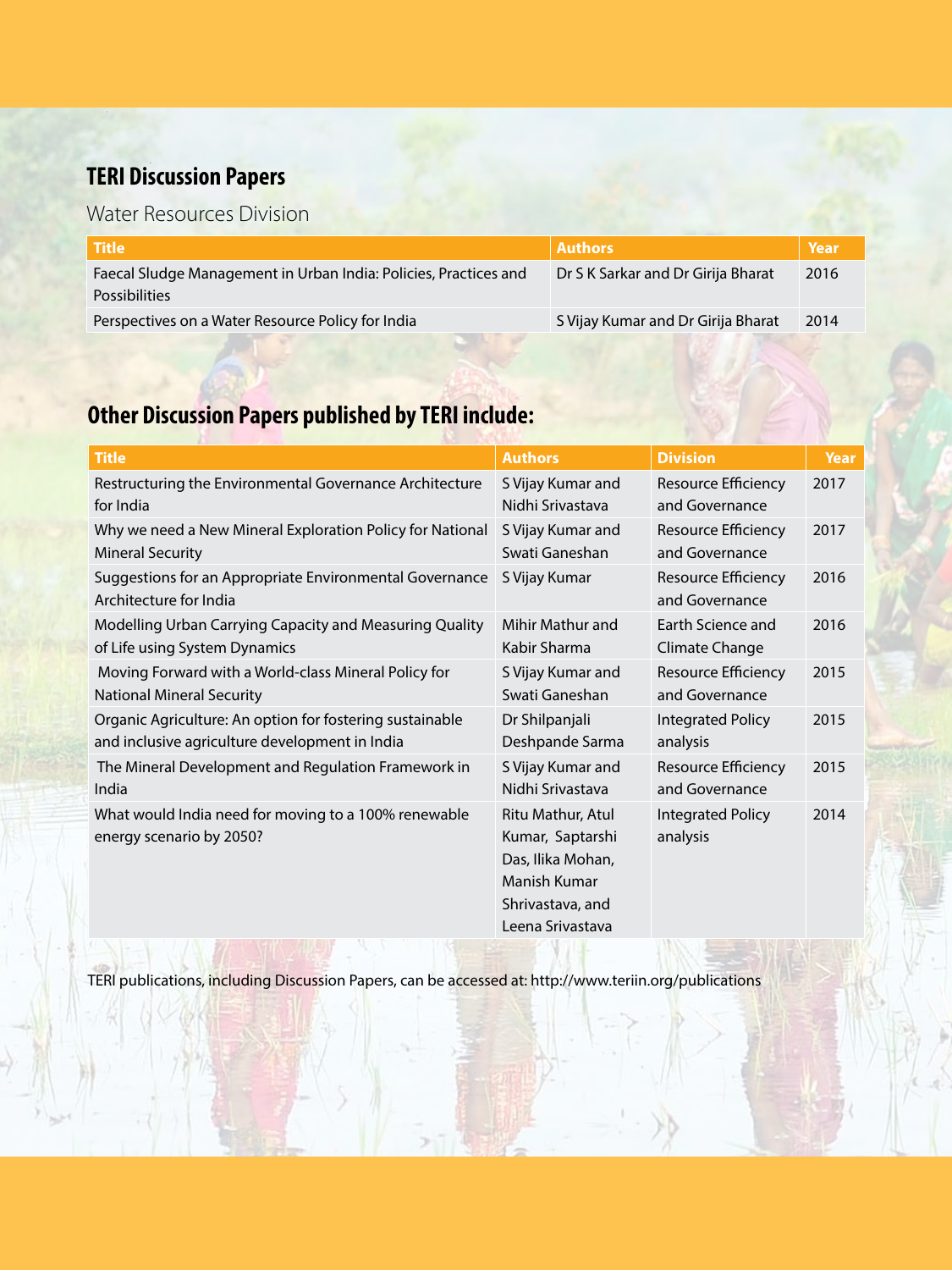## TERI Discussion Papers

### Water Resources Division

| Title | Authors | Year |
|---|---|---|
| Faecal Sludge Management in Urban India: Policies, Practices and Possibilities | Dr S K Sarkar and Dr Girija Bharat | 2016 |
| Perspectives on a Water Resource Policy for India | S Vijay Kumar and Dr Girija Bharat | 2014 |

## Other Discussion Papers published by TERI include:

| Title | Authors | Division | Year |
|---|---|---|---|
| Restructuring the Environmental Governance Architecture for India | S Vijay Kumar and Nidhi Srivastava | Resource Efficiency and Governance | 2017 |
| Why we need a New Mineral Exploration Policy for National Mineral Security | S Vijay Kumar and Swati Ganeshan | Resource Efficiency and Governance | 2017 |
| Suggestions for an Appropriate Environmental Governance Architecture for India | S Vijay Kumar | Resource Efficiency and Governance | 2016 |
| Modelling Urban Carrying Capacity and Measuring Quality of Life using System Dynamics | Mihir Mathur and Kabir Sharma | Earth Science and Climate Change | 2016 |
| Moving Forward with a World-class Mineral Policy for National Mineral Security | S Vijay Kumar and Swati Ganeshan | Resource Efficiency and Governance | 2015 |
| Organic Agriculture: An option for fostering sustainable and inclusive agriculture development in India | Dr Shilpanjali Deshpande Sarma | Integrated Policy analysis | 2015 |
| The Mineral Development and Regulation Framework in India | S Vijay Kumar and Nidhi Srivastava | Resource Efficiency and Governance | 2015 |
| What would India need for moving to a 100% renewable energy scenario by 2050? | Ritu Mathur, Atul Kumar, Saptarshi Das, Ilika Mohan, Manish Kumar Shrivastava, and Leena Srivastava | Integrated Policy analysis | 2014 |

TERI publications, including Discussion Papers, can be accessed at: http://www.teriin.org/publications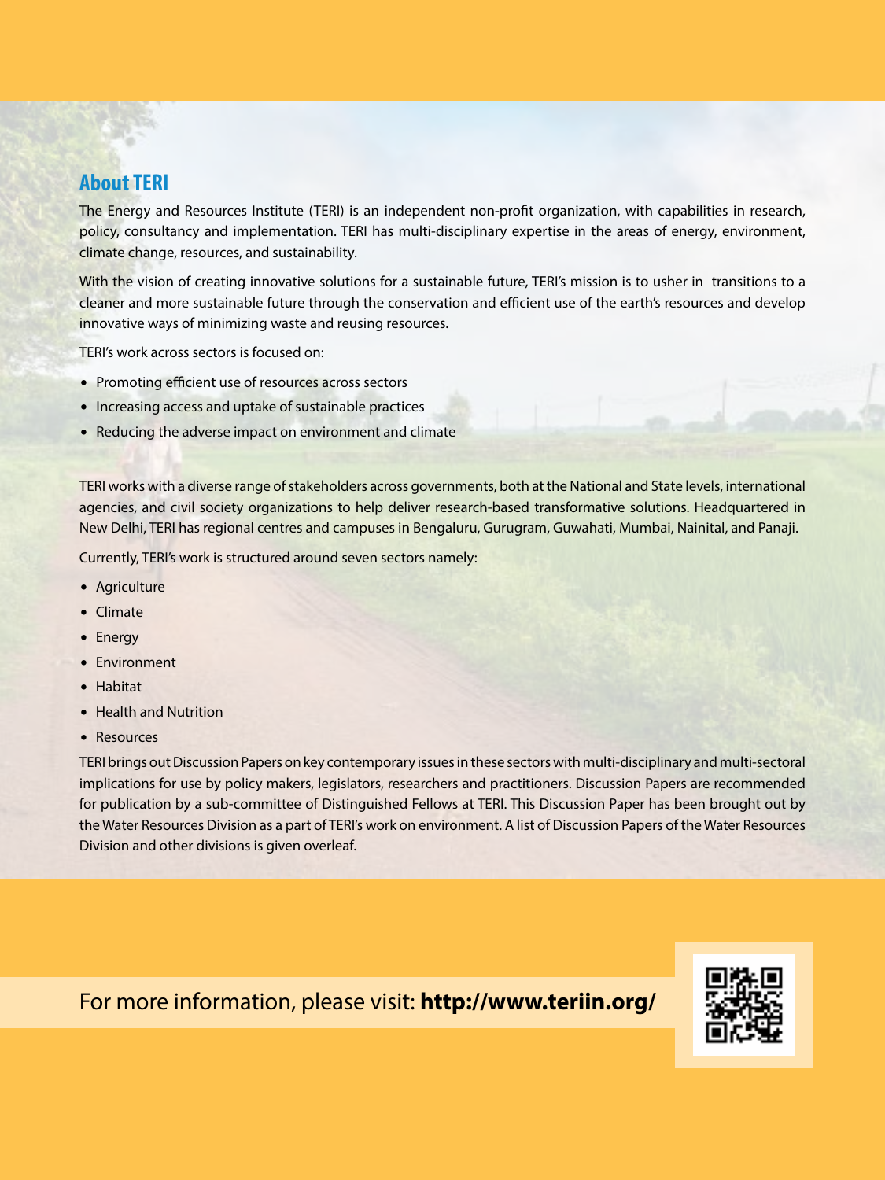## About TERI

The Energy and Resources Institute (TERI) is an independent non-profit organization, with capabilities in research, policy, consultancy and implementation. TERI has multi-disciplinary expertise in the areas of energy, environment, climate change, resources, and sustainability.

With the vision of creating innovative solutions for a sustainable future, TERI's mission is to usher in transitions to a cleaner and more sustainable future through the conservation and efficient use of the earth's resources and develop innovative ways of minimizing waste and reusing resources.

TERI's work across sectors is focused on:

- Promoting efficient use of resources across sectors
- Increasing access and uptake of sustainable practices
- Reducing the adverse impact on environment and climate

TERI works with a diverse range of stakeholders across governments, both at the National and State levels, international agencies, and civil society organizations to help deliver research-based transformative solutions. Headquartered in New Delhi, TERI has regional centres and campuses in Bengaluru, Gurugram, Guwahati, Mumbai, Nainital, and Panaji.

Currently, TERI's work is structured around seven sectors namely:

- Agriculture
- Climate
- Energy
- Environment
- Habitat
- Health and Nutrition
- Resources

TERI brings out Discussion Papers on key contemporary issues in these sectors with multi-disciplinary and multi-sectoral implications for use by policy makers, legislators, researchers and practitioners. Discussion Papers are recommended for publication by a sub-committee of Distinguished Fellows at TERI. This Discussion Paper has been brought out by the Water Resources Division as a part of TERI's work on environment. A list of Discussion Papers of the Water Resources Division and other divisions is given overleaf.

For more information, please visit: **http://www.teriin.org/**